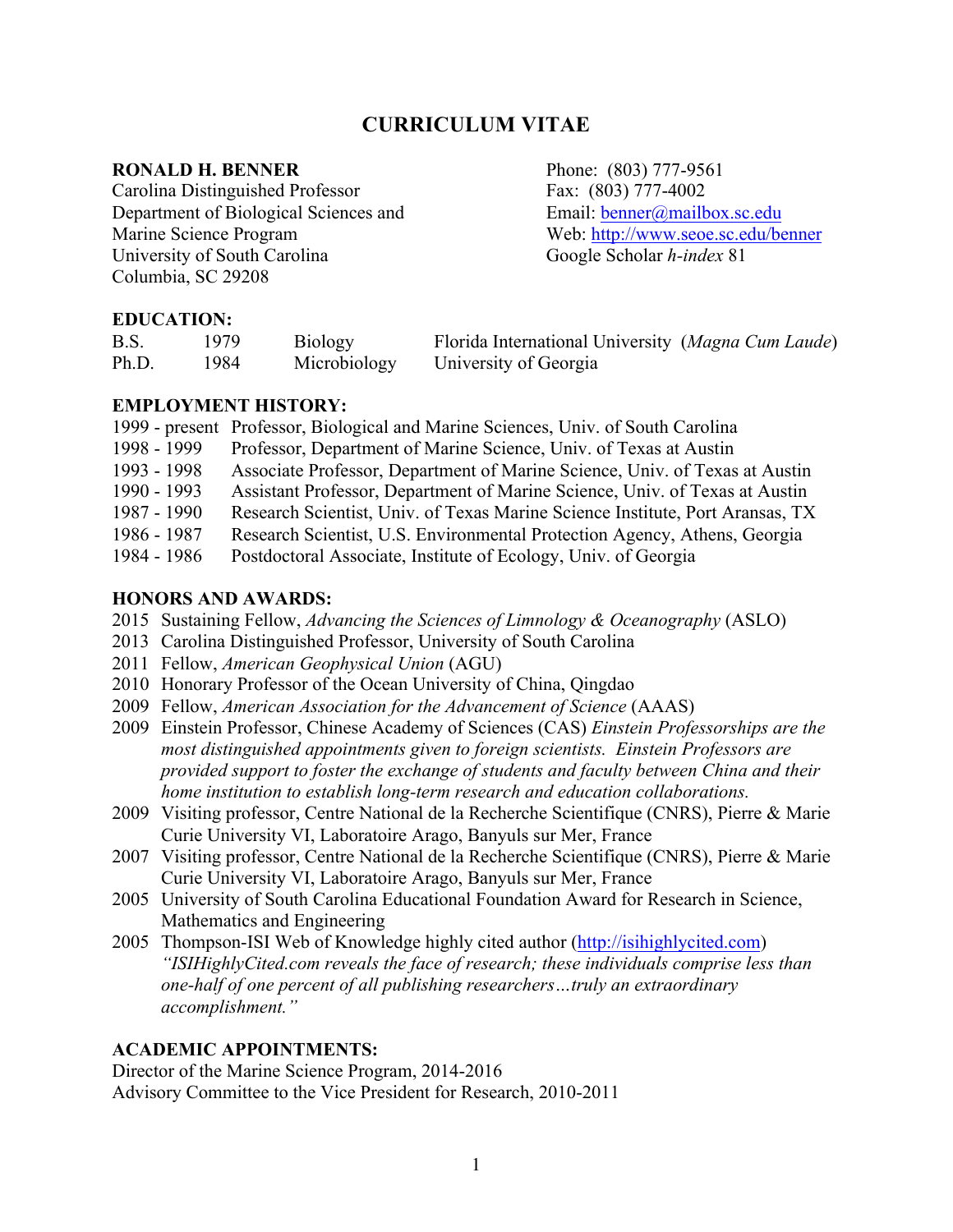# CURRICULUM VITAE

**RONALD H. BENNER**
Carolina Distinguished Professor
Department of Biological Sciences and
Marine Science Program
University of South Carolina
Columbia, SC 29208

Phone: (803) 777-9561
Fax: (803) 777-4002
Email: benner@mailbox.sc.edu
Web: http://www.seoe.sc.edu/benner
Google Scholar *h-index* 81

## EDUCATION:

| | | | |
|---|---|---|---|
| B.S. | 1979 | Biology | Florida International University (*Magna Cum Laude*) |
| Ph.D. | 1984 | Microbiology | University of Georgia |

## EMPLOYMENT HISTORY:

| | |
|---|---|
| 1999 - present | Professor, Biological and Marine Sciences, Univ. of South Carolina |
| 1998 - 1999 | Professor, Department of Marine Science, Univ. of Texas at Austin |
| 1993 - 1998 | Associate Professor, Department of Marine Science, Univ. of Texas at Austin |
| 1990 - 1993 | Assistant Professor, Department of Marine Science, Univ. of Texas at Austin |
| 1987 - 1990 | Research Scientist, Univ. of Texas Marine Science Institute, Port Aransas, TX |
| 1986 - 1987 | Research Scientist, U.S. Environmental Protection Agency, Athens, Georgia |
| 1984 - 1986 | Postdoctoral Associate, Institute of Ecology, Univ. of Georgia |

## HONORS AND AWARDS:

- 2015 Sustaining Fellow, *Advancing the Sciences of Limnology & Oceanography* (ASLO)
- 2013 Carolina Distinguished Professor, University of South Carolina
- 2011 Fellow, *American Geophysical Union* (AGU)
- 2010 Honorary Professor of the Ocean University of China, Qingdao
- 2009 Fellow, *American Association for the Advancement of Science* (AAAS)
- 2009 Einstein Professor, Chinese Academy of Sciences (CAS) *Einstein Professorships are the most distinguished appointments given to foreign scientists. Einstein Professors are provided support to foster the exchange of students and faculty between China and their home institution to establish long-term research and education collaborations.*
- 2009 Visiting professor, Centre National de la Recherche Scientifique (CNRS), Pierre & Marie Curie University VI, Laboratoire Arago, Banyuls sur Mer, France
- 2007 Visiting professor, Centre National de la Recherche Scientifique (CNRS), Pierre & Marie Curie University VI, Laboratoire Arago, Banyuls sur Mer, France
- 2005 University of South Carolina Educational Foundation Award for Research in Science, Mathematics and Engineering
- 2005 Thompson-ISI Web of Knowledge highly cited author (http://isihighlycited.com) *"ISIHighlyCited.com reveals the face of research; these individuals comprise less than one-half of one percent of all publishing researchers…truly an extraordinary accomplishment."*

## ACADEMIC APPOINTMENTS:

Director of the Marine Science Program, 2014-2016
Advisory Committee to the Vice President for Research, 2010-2011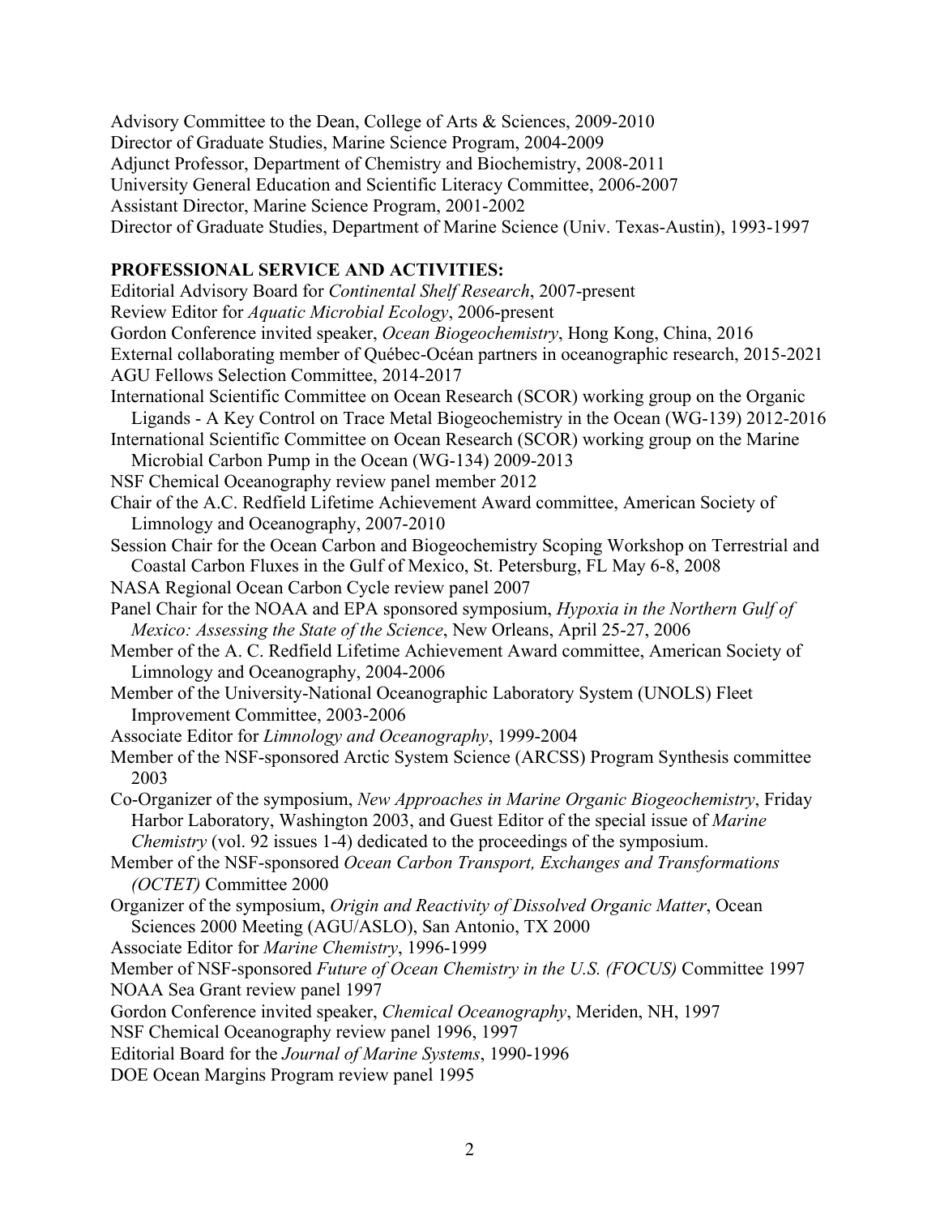Advisory Committee to the Dean, College of Arts & Sciences, 2009-2010
Director of Graduate Studies, Marine Science Program, 2004-2009
Adjunct Professor, Department of Chemistry and Biochemistry, 2008-2011
University General Education and Scientific Literacy Committee, 2006-2007
Assistant Director, Marine Science Program, 2001-2002
Director of Graduate Studies, Department of Marine Science (Univ. Texas-Austin), 1993-1997

**PROFESSIONAL SERVICE AND ACTIVITIES:**

Editorial Advisory Board for *Continental Shelf Research*, 2007-present
Review Editor for *Aquatic Microbial Ecology*, 2006-present
Gordon Conference invited speaker, *Ocean Biogeochemistry*, Hong Kong, China, 2016
External collaborating member of Québec-Océan partners in oceanographic research, 2015-2021
AGU Fellows Selection Committee, 2014-2017
International Scientific Committee on Ocean Research (SCOR) working group on the Organic Ligands - A Key Control on Trace Metal Biogeochemistry in the Ocean (WG-139) 2012-2016
International Scientific Committee on Ocean Research (SCOR) working group on the Marine Microbial Carbon Pump in the Ocean (WG-134) 2009-2013
NSF Chemical Oceanography review panel member 2012
Chair of the A.C. Redfield Lifetime Achievement Award committee, American Society of Limnology and Oceanography, 2007-2010
Session Chair for the Ocean Carbon and Biogeochemistry Scoping Workshop on Terrestrial and Coastal Carbon Fluxes in the Gulf of Mexico, St. Petersburg, FL May 6-8, 2008
NASA Regional Ocean Carbon Cycle review panel 2007
Panel Chair for the NOAA and EPA sponsored symposium, *Hypoxia in the Northern Gulf of Mexico: Assessing the State of the Science*, New Orleans, April 25-27, 2006
Member of the A. C. Redfield Lifetime Achievement Award committee, American Society of Limnology and Oceanography, 2004-2006
Member of the University-National Oceanographic Laboratory System (UNOLS) Fleet Improvement Committee, 2003-2006
Associate Editor for *Limnology and Oceanography*, 1999-2004
Member of the NSF-sponsored Arctic System Science (ARCSS) Program Synthesis committee 2003
Co-Organizer of the symposium, *New Approaches in Marine Organic Biogeochemistry*, Friday Harbor Laboratory, Washington 2003, and Guest Editor of the special issue of *Marine Chemistry* (vol. 92 issues 1-4) dedicated to the proceedings of the symposium.
Member of the NSF-sponsored *Ocean Carbon Transport, Exchanges and Transformations (OCTET)* Committee 2000
Organizer of the symposium, *Origin and Reactivity of Dissolved Organic Matter*, Ocean Sciences 2000 Meeting (AGU/ASLO), San Antonio, TX 2000
Associate Editor for *Marine Chemistry*, 1996-1999
Member of NSF-sponsored *Future of Ocean Chemistry in the U.S. (FOCUS)* Committee 1997
NOAA Sea Grant review panel 1997
Gordon Conference invited speaker, *Chemical Oceanography*, Meriden, NH, 1997
NSF Chemical Oceanography review panel 1996, 1997
Editorial Board for the *Journal of Marine Systems*, 1990-1996
DOE Ocean Margins Program review panel 1995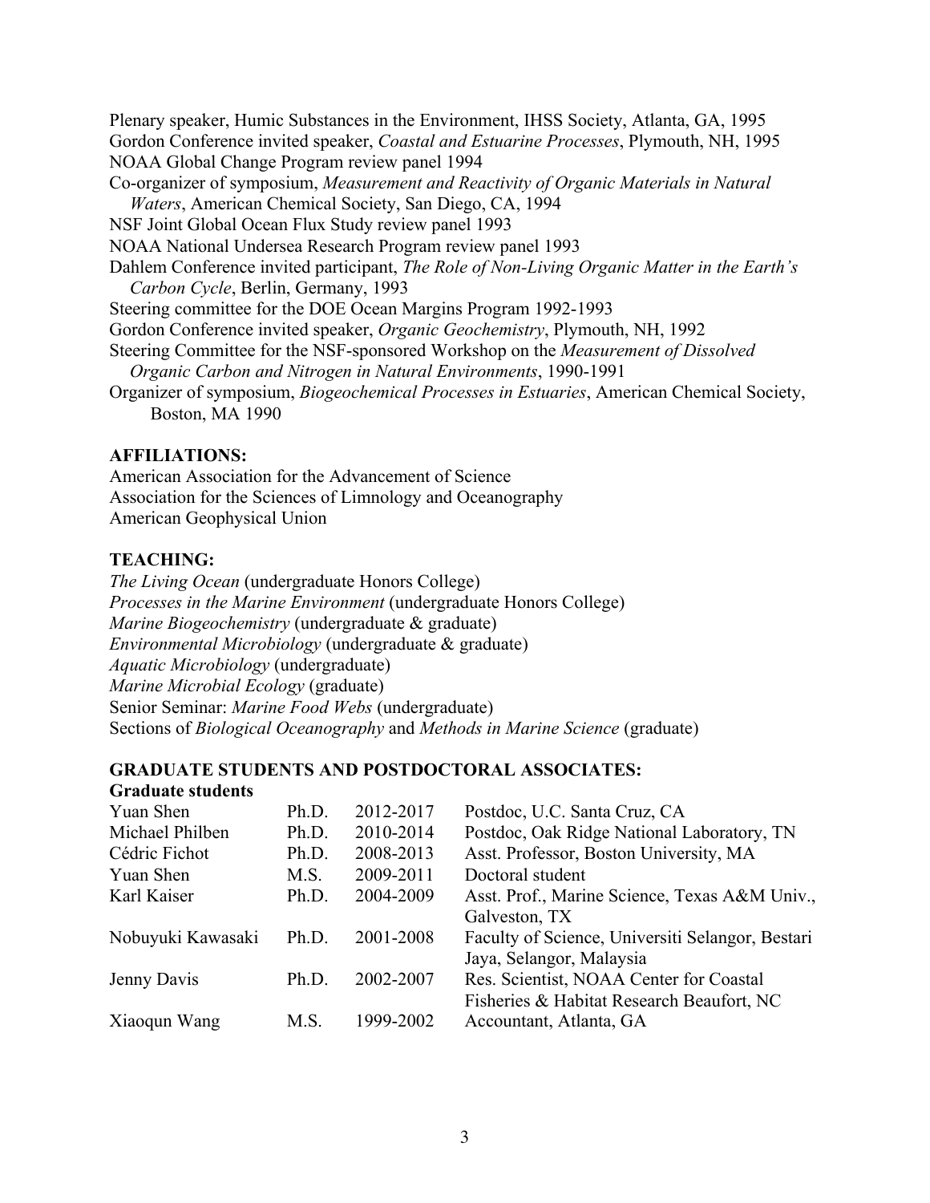Plenary speaker, Humic Substances in the Environment, IHSS Society, Atlanta, GA, 1995
Gordon Conference invited speaker, *Coastal and Estuarine Processes*, Plymouth, NH, 1995
NOAA Global Change Program review panel 1994
Co-organizer of symposium, *Measurement and Reactivity of Organic Materials in Natural Waters*, American Chemical Society, San Diego, CA, 1994
NSF Joint Global Ocean Flux Study review panel 1993
NOAA National Undersea Research Program review panel 1993
Dahlem Conference invited participant, *The Role of Non-Living Organic Matter in the Earth's Carbon Cycle*, Berlin, Germany, 1993
Steering committee for the DOE Ocean Margins Program 1992-1993
Gordon Conference invited speaker, *Organic Geochemistry*, Plymouth, NH, 1992
Steering Committee for the NSF-sponsored Workshop on the *Measurement of Dissolved Organic Carbon and Nitrogen in Natural Environments*, 1990-1991
Organizer of symposium, *Biogeochemical Processes in Estuaries*, American Chemical Society, Boston, MA 1990

## AFFILIATIONS:

American Association for the Advancement of Science
Association for the Sciences of Limnology and Oceanography
American Geophysical Union

## TEACHING:

*The Living Ocean* (undergraduate Honors College)
*Processes in the Marine Environment* (undergraduate Honors College)
*Marine Biogeochemistry* (undergraduate & graduate)
*Environmental Microbiology* (undergraduate & graduate)
*Aquatic Microbiology* (undergraduate)
*Marine Microbial Ecology* (graduate)
Senior Seminar: *Marine Food Webs* (undergraduate)
Sections of *Biological Oceanography* and *Methods in Marine Science* (graduate)

## GRADUATE STUDENTS AND POSTDOCTORAL ASSOCIATES:

### Graduate students

| | | | |
|---|---|---|---|
| Yuan Shen | Ph.D. | 2012-2017 | Postdoc, U.C. Santa Cruz, CA |
| Michael Philben | Ph.D. | 2010-2014 | Postdoc, Oak Ridge National Laboratory, TN |
| Cédric Fichot | Ph.D. | 2008-2013 | Asst. Professor, Boston University, MA |
| Yuan Shen | M.S. | 2009-2011 | Doctoral student |
| Karl Kaiser | Ph.D. | 2004-2009 | Asst. Prof., Marine Science, Texas A&M Univ., Galveston, TX |
| Nobuyuki Kawasaki | Ph.D. | 2001-2008 | Faculty of Science, Universiti Selangor, Bestari Jaya, Selangor, Malaysia |
| Jenny Davis | Ph.D. | 2002-2007 | Res. Scientist, NOAA Center for Coastal Fisheries & Habitat Research Beaufort, NC |
| Xiaoqun Wang | M.S. | 1999-2002 | Accountant, Atlanta, GA |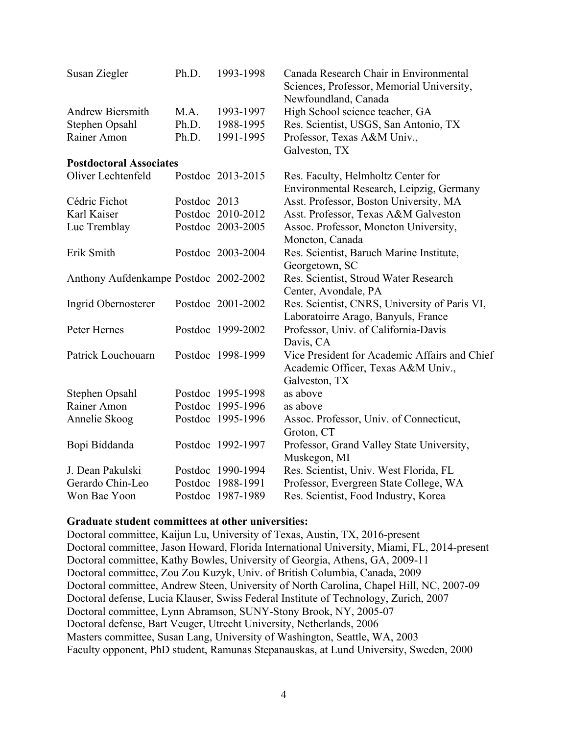| | | | |
|---|---|---|---|
| Susan Ziegler | Ph.D. | 1993-1998 | Canada Research Chair in Environmental Sciences, Professor, Memorial University, Newfoundland, Canada |
| Andrew Biersmith | M.A. | 1993-1997 | High School science teacher, GA |
| Stephen Opsahl | Ph.D. | 1988-1995 | Res. Scientist, USGS, San Antonio, TX |
| Rainer Amon | Ph.D. | 1991-1995 | Professor, Texas A&M Univ., Galveston, TX |

**Postdoctoral Associates**

| | | | |
|---|---|---|---|
| Oliver Lechtenfeld | Postdoc | 2013-2015 | Res. Faculty, Helmholtz Center for Environmental Research, Leipzig, Germany |
| Cédric Fichot | Postdoc | 2013 | Asst. Professor, Boston University, MA |
| Karl Kaiser | Postdoc | 2010-2012 | Asst. Professor, Texas A&M Galveston |
| Luc Tremblay | Postdoc | 2003-2005 | Assoc. Professor, Moncton University, Moncton, Canada |
| Erik Smith | Postdoc | 2003-2004 | Res. Scientist, Baruch Marine Institute, Georgetown, SC |
| Anthony Aufdenkampe | Postdoc | 2002-2002 | Res. Scientist, Stroud Water Research Center, Avondale, PA |
| Ingrid Obernosterer | Postdoc | 2001-2002 | Res. Scientist, CNRS, University of Paris VI, Laboratoirre Arago, Banyuls, France |
| Peter Hernes | Postdoc | 1999-2002 | Professor, Univ. of California-Davis Davis, CA |
| Patrick Louchouarn | Postdoc | 1998-1999 | Vice President for Academic Affairs and Chief Academic Officer, Texas A&M Univ., Galveston, TX |
| Stephen Opsahl | Postdoc | 1995-1998 | as above |
| Rainer Amon | Postdoc | 1995-1996 | as above |
| Annelie Skoog | Postdoc | 1995-1996 | Assoc. Professor, Univ. of Connecticut, Groton, CT |
| Bopi Biddanda | Postdoc | 1992-1997 | Professor, Grand Valley State University, Muskegon, MI |
| J. Dean Pakulski | Postdoc | 1990-1994 | Res. Scientist, Univ. West Florida, FL |
| Gerardo Chin-Leo | Postdoc | 1988-1991 | Professor, Evergreen State College, WA |
| Won Bae Yoon | Postdoc | 1987-1989 | Res. Scientist, Food Industry, Korea |

**Graduate student committees at other universities:**

Doctoral committee, Kaijun Lu, University of Texas, Austin, TX, 2016-present
Doctoral committee, Jason Howard, Florida International University, Miami, FL, 2014-present
Doctoral committee, Kathy Bowles, University of Georgia, Athens, GA, 2009-11
Doctoral committee, Zou Zou Kuzyk, Univ. of British Columbia, Canada, 2009
Doctoral committee, Andrew Steen, University of North Carolina, Chapel Hill, NC, 2007-09
Doctoral defense, Lucia Klauser, Swiss Federal Institute of Technology, Zurich, 2007
Doctoral committee, Lynn Abramson, SUNY-Stony Brook, NY, 2005-07
Doctoral defense, Bart Veuger, Utrecht University, Netherlands, 2006
Masters committee, Susan Lang, University of Washington, Seattle, WA, 2003
Faculty opponent, PhD student, Ramunas Stepanauskas, at Lund University, Sweden, 2000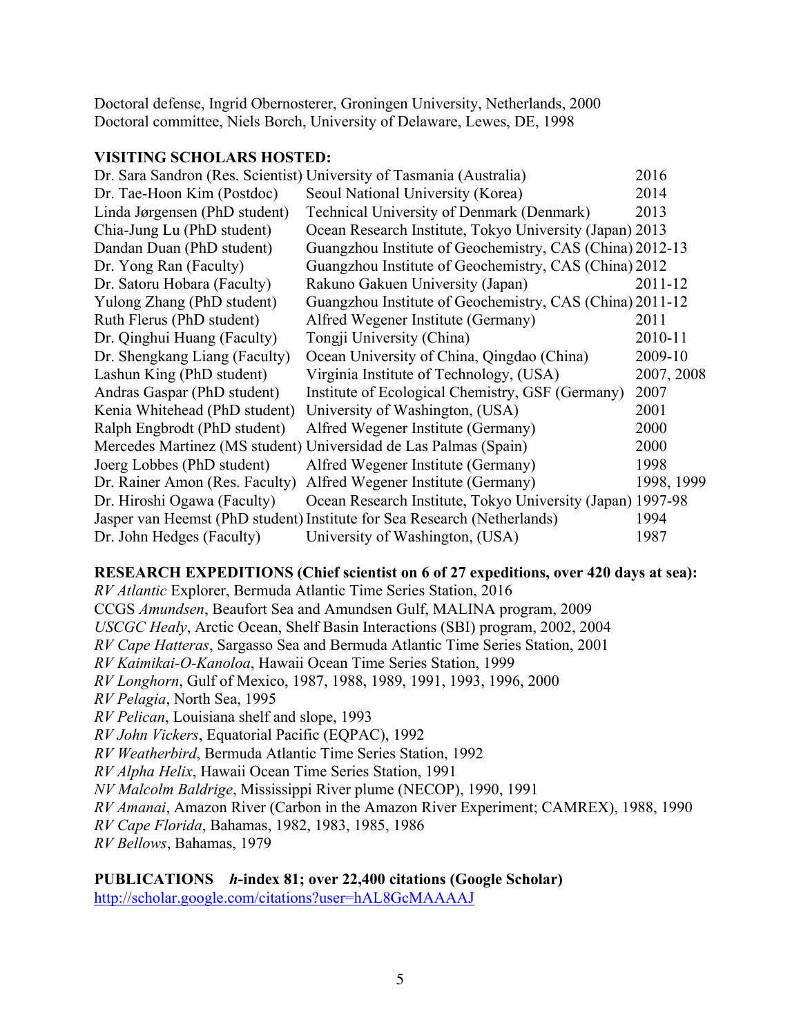Doctoral defense, Ingrid Obernosterer, Groningen University, Netherlands, 2000
Doctoral committee, Niels Borch, University of Delaware, Lewes, DE, 1998

**VISITING SCHOLARS HOSTED:**

| | | |
|---|---|---|
| Dr. Sara Sandron (Res. Scientist) | University of Tasmania (Australia) | 2016 |
| Dr. Tae-Hoon Kim (Postdoc) | Seoul National University (Korea) | 2014 |
| Linda Jørgensen (PhD student) | Technical University of Denmark (Denmark) | 2013 |
| Chia-Jung Lu (PhD student) | Ocean Research Institute, Tokyo University (Japan) | 2013 |
| Dandan Duan (PhD student) | Guangzhou Institute of Geochemistry, CAS (China) | 2012-13 |
| Dr. Yong Ran (Faculty) | Guangzhou Institute of Geochemistry, CAS (China) | 2012 |
| Dr. Satoru Hobara (Faculty) | Rakuno Gakuen University (Japan) | 2011-12 |
| Yulong Zhang (PhD student) | Guangzhou Institute of Geochemistry, CAS (China) | 2011-12 |
| Ruth Flerus (PhD student) | Alfred Wegener Institute (Germany) | 2011 |
| Dr. Qinghui Huang (Faculty) | Tongji University (China) | 2010-11 |
| Dr. Shengkang Liang (Faculty) | Ocean University of China, Qingdao (China) | 2009-10 |
| Lashun King (PhD student) | Virginia Institute of Technology, (USA) | 2007, 2008 |
| Andras Gaspar (PhD student) | Institute of Ecological Chemistry, GSF (Germany) | 2007 |
| Kenia Whitehead (PhD student) | University of Washington, (USA) | 2001 |
| Ralph Engbrodt (PhD student) | Alfred Wegener Institute (Germany) | 2000 |
| Mercedes Martinez (MS student) | Universidad de Las Palmas (Spain) | 2000 |
| Joerg Lobbes (PhD student) | Alfred Wegener Institute (Germany) | 1998 |
| Dr. Rainer Amon (Res. Faculty) | Alfred Wegener Institute (Germany) | 1998, 1999 |
| Dr. Hiroshi Ogawa (Faculty) | Ocean Research Institute, Tokyo University (Japan) | 1997-98 |
| Jasper van Heemst (PhD student) | Institute for Sea Research (Netherlands) | 1994 |
| Dr. John Hedges (Faculty) | University of Washington, (USA) | 1987 |

**RESEARCH EXPEDITIONS (Chief scientist on 6 of 27 expeditions, over 420 days at sea):**

*RV Atlantic* Explorer, Bermuda Atlantic Time Series Station, 2016
CCGS *Amundsen*, Beaufort Sea and Amundsen Gulf, MALINA program, 2009
*USCGC Healy*, Arctic Ocean, Shelf Basin Interactions (SBI) program, 2002, 2004
*RV Cape Hatteras*, Sargasso Sea and Bermuda Atlantic Time Series Station, 2001
*RV Kaimikai-O-Kanoloa*, Hawaii Ocean Time Series Station, 1999
*RV Longhorn*, Gulf of Mexico, 1987, 1988, 1989, 1991, 1993, 1996, 2000
*RV Pelagia*, North Sea, 1995
*RV Pelican*, Louisiana shelf and slope, 1993
*RV John Vickers*, Equatorial Pacific (EQPAC), 1992
*RV Weatherbird*, Bermuda Atlantic Time Series Station, 1992
*RV Alpha Helix*, Hawaii Ocean Time Series Station, 1991
*NV Malcolm Baldrige*, Mississippi River plume (NECOP), 1990, 1991
*RV Amanai*, Amazon River (Carbon in the Amazon River Experiment; CAMREX), 1988, 1990
*RV Cape Florida*, Bahamas, 1982, 1983, 1985, 1986
*RV Bellows*, Bahamas, 1979

**PUBLICATIONS** ***h*-index 81; over 22,400 citations (Google Scholar)**
[http://scholar.google.com/citations?user=hAL8GcMAAAAJ](http://scholar.google.com/citations?user=hAL8GcMAAAAJ)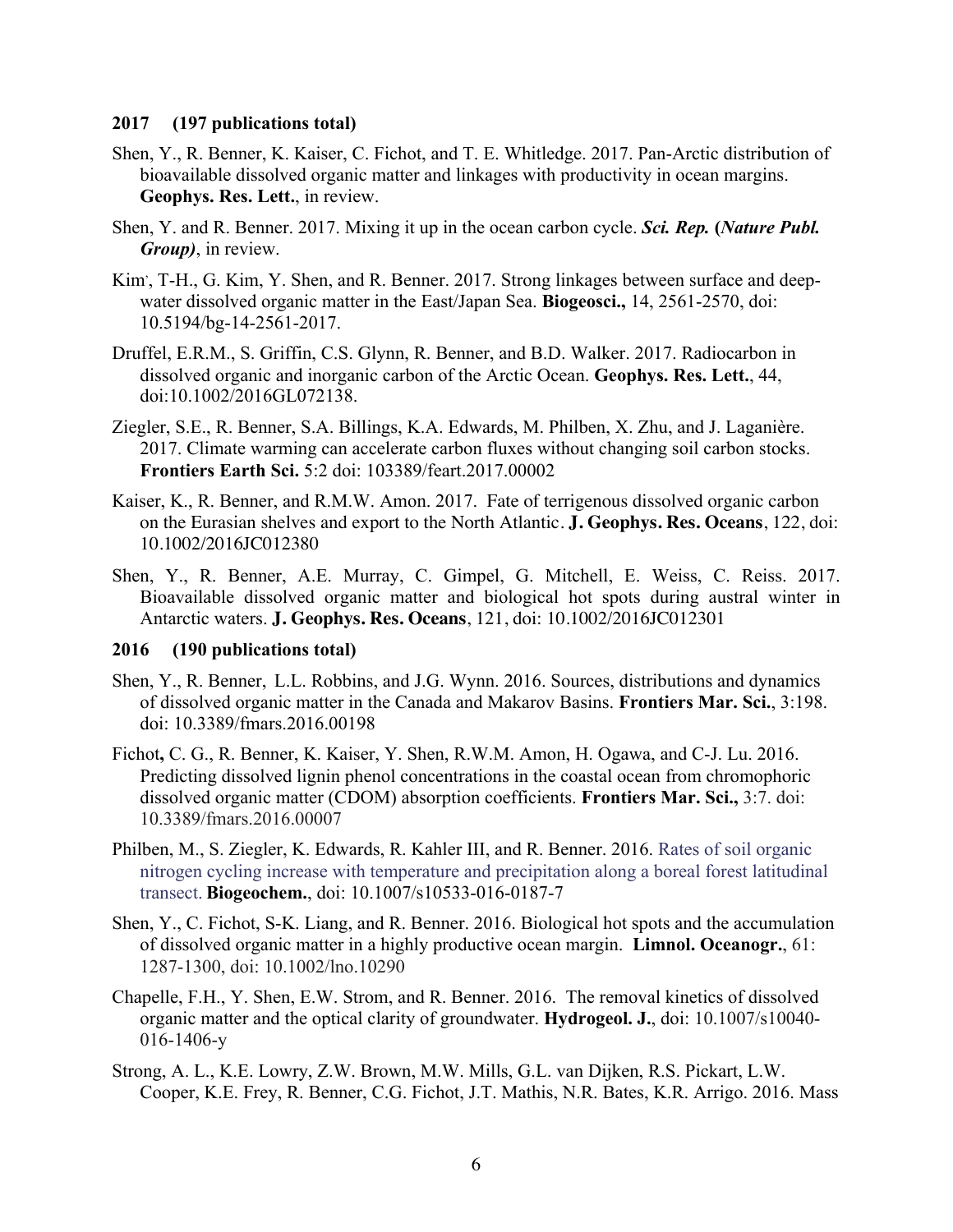**2017 (197 publications total)**

Shen, Y., R. Benner, K. Kaiser, C. Fichot, and T. E. Whitledge. 2017. Pan-Arctic distribution of bioavailable dissolved organic matter and linkages with productivity in ocean margins. **Geophys. Res. Lett.**, in review.

Shen, Y. and R. Benner. 2017. Mixing it up in the ocean carbon cycle. ***Sci. Rep.* (*Nature Publ. Group)***, in review.

Kim, T-H., G. Kim, Y. Shen, and R. Benner. 2017. Strong linkages between surface and deep-water dissolved organic matter in the East/Japan Sea. **Biogeosci.,** 14, 2561-2570, doi: 10.5194/bg-14-2561-2017.

Druffel, E.R.M., S. Griffin, C.S. Glynn, R. Benner, and B.D. Walker. 2017. Radiocarbon in dissolved organic and inorganic carbon of the Arctic Ocean. **Geophys. Res. Lett.**, 44, doi:10.1002/2016GL072138.

Ziegler, S.E., R. Benner, S.A. Billings, K.A. Edwards, M. Philben, X. Zhu, and J. Laganière. 2017. Climate warming can accelerate carbon fluxes without changing soil carbon stocks. **Frontiers Earth Sci.** 5:2 doi: 103389/feart.2017.00002

Kaiser, K., R. Benner, and R.M.W. Amon. 2017. Fate of terrigenous dissolved organic carbon on the Eurasian shelves and export to the North Atlantic. **J. Geophys. Res. Oceans**, 122, doi: 10.1002/2016JC012380

Shen, Y., R. Benner, A.E. Murray, C. Gimpel, G. Mitchell, E. Weiss, C. Reiss. 2017. Bioavailable dissolved organic matter and biological hot spots during austral winter in Antarctic waters. **J. Geophys. Res. Oceans**, 121, doi: 10.1002/2016JC012301

**2016 (190 publications total)**

Shen, Y., R. Benner, L.L. Robbins, and J.G. Wynn. 2016. Sources, distributions and dynamics of dissolved organic matter in the Canada and Makarov Basins. **Frontiers Mar. Sci.**, 3:198. doi: 10.3389/fmars.2016.00198

Fichot**,** C. G., R. Benner, K. Kaiser, Y. Shen, R.W.M. Amon, H. Ogawa, and C-J. Lu. 2016. Predicting dissolved lignin phenol concentrations in the coastal ocean from chromophoric dissolved organic matter (CDOM) absorption coefficients. **Frontiers Mar. Sci.,** 3:7. doi: 10.3389/fmars.2016.00007

Philben, M., S. Ziegler, K. Edwards, R. Kahler III, and R. Benner. 2016. Rates of soil organic nitrogen cycling increase with temperature and precipitation along a boreal forest latitudinal transect. **Biogeochem.**, doi: 10.1007/s10533-016-0187-7

Shen, Y., C. Fichot, S-K. Liang, and R. Benner. 2016. Biological hot spots and the accumulation of dissolved organic matter in a highly productive ocean margin. **Limnol. Oceanogr.**, 61: 1287-1300, doi: 10.1002/lno.10290

Chapelle, F.H., Y. Shen, E.W. Strom, and R. Benner. 2016. The removal kinetics of dissolved organic matter and the optical clarity of groundwater. **Hydrogeol. J.**, doi: 10.1007/s10040-016-1406-y

Strong, A. L., K.E. Lowry, Z.W. Brown, M.W. Mills, G.L. van Dijken, R.S. Pickart, L.W. Cooper, K.E. Frey, R. Benner, C.G. Fichot, J.T. Mathis, N.R. Bates, K.R. Arrigo. 2016. Mass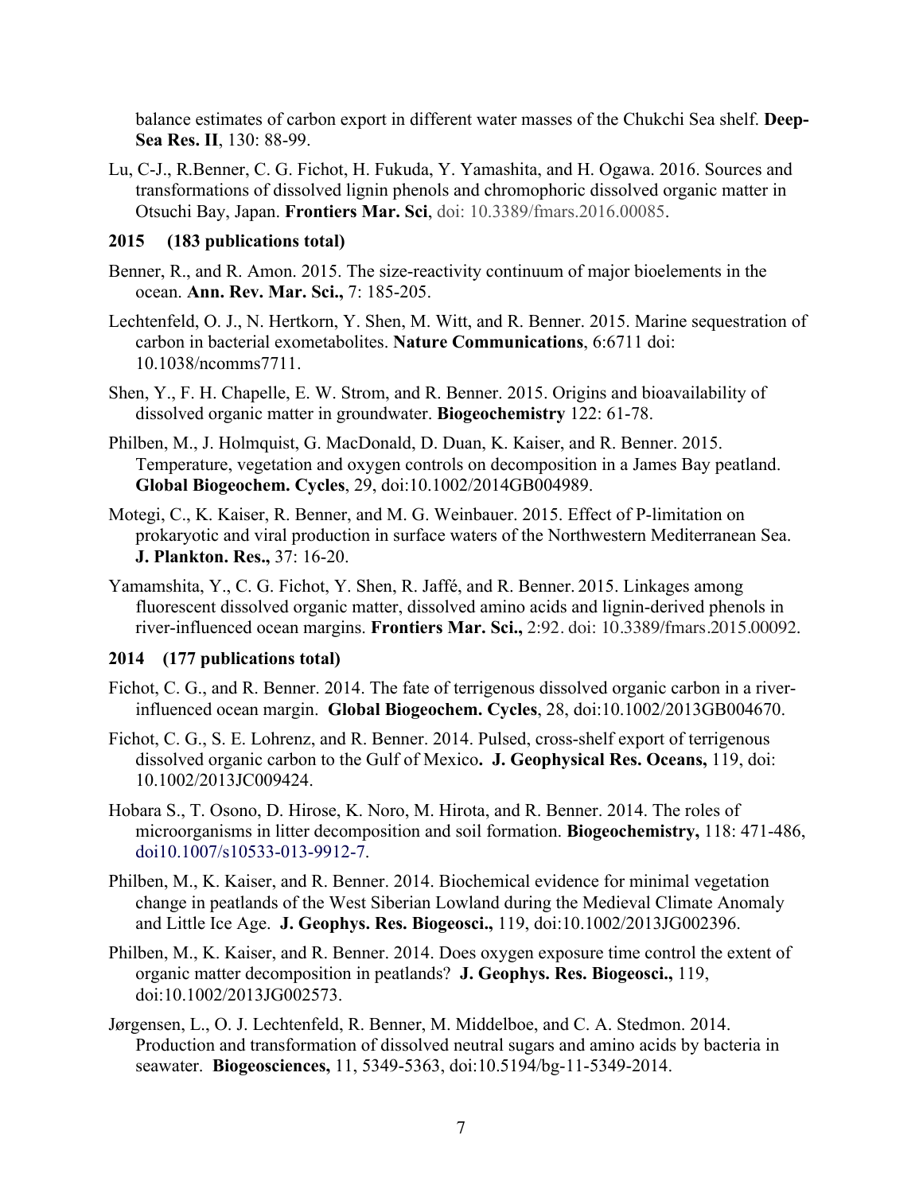balance estimates of carbon export in different water masses of the Chukchi Sea shelf. **Deep-Sea Res. II**, 130: 88-99.

Lu, C-J., R.Benner, C. G. Fichot, H. Fukuda, Y. Yamashita, and H. Ogawa. 2016. Sources and transformations of dissolved lignin phenols and chromophoric dissolved organic matter in Otsuchi Bay, Japan. **Frontiers Mar. Sci**, doi: 10.3389/fmars.2016.00085.

### 2015 (183 publications total)

Benner, R., and R. Amon. 2015. The size-reactivity continuum of major bioelements in the ocean. **Ann. Rev. Mar. Sci.,** 7: 185-205.

Lechtenfeld, O. J., N. Hertkorn, Y. Shen, M. Witt, and R. Benner. 2015. Marine sequestration of carbon in bacterial exometabolites. **Nature Communications**, 6:6711 doi: 10.1038/ncomms7711.

Shen, Y., F. H. Chapelle, E. W. Strom, and R. Benner. 2015. Origins and bioavailability of dissolved organic matter in groundwater. **Biogeochemistry** 122: 61-78.

Philben, M., J. Holmquist, G. MacDonald, D. Duan, K. Kaiser, and R. Benner. 2015. Temperature, vegetation and oxygen controls on decomposition in a James Bay peatland. **Global Biogeochem. Cycles**, 29, doi:10.1002/2014GB004989.

Motegi, C., K. Kaiser, R. Benner, and M. G. Weinbauer. 2015. Effect of P-limitation on prokaryotic and viral production in surface waters of the Northwestern Mediterranean Sea. **J. Plankton. Res.,** 37: 16-20.

Yamamshita, Y., C. G. Fichot, Y. Shen, R. Jaffé, and R. Benner. 2015. Linkages among fluorescent dissolved organic matter, dissolved amino acids and lignin-derived phenols in river-influenced ocean margins. **Frontiers Mar. Sci.,** 2:92. doi: 10.3389/fmars.2015.00092.

### 2014 (177 publications total)

Fichot, C. G., and R. Benner. 2014. The fate of terrigenous dissolved organic carbon in a river-influenced ocean margin. **Global Biogeochem. Cycles**, 28, doi:10.1002/2013GB004670.

Fichot, C. G., S. E. Lohrenz, and R. Benner. 2014. Pulsed, cross-shelf export of terrigenous dissolved organic carbon to the Gulf of Mexico**. J. Geophysical Res. Oceans,** 119, doi: 10.1002/2013JC009424.

Hobara S., T. Osono, D. Hirose, K. Noro, M. Hirota, and R. Benner. 2014. The roles of microorganisms in litter decomposition and soil formation. **Biogeochemistry,** 118: 471-486, doi10.1007/s10533-013-9912-7.

Philben, M., K. Kaiser, and R. Benner. 2014. Biochemical evidence for minimal vegetation change in peatlands of the West Siberian Lowland during the Medieval Climate Anomaly and Little Ice Age. **J. Geophys. Res. Biogeosci.,** 119, doi:10.1002/2013JG002396.

Philben, M., K. Kaiser, and R. Benner. 2014. Does oxygen exposure time control the extent of organic matter decomposition in peatlands? **J. Geophys. Res. Biogeosci.,** 119, doi:10.1002/2013JG002573.

Jørgensen, L., O. J. Lechtenfeld, R. Benner, M. Middelboe, and C. A. Stedmon. 2014. Production and transformation of dissolved neutral sugars and amino acids by bacteria in seawater. **Biogeosciences,** 11, 5349-5363, doi:10.5194/bg-11-5349-2014.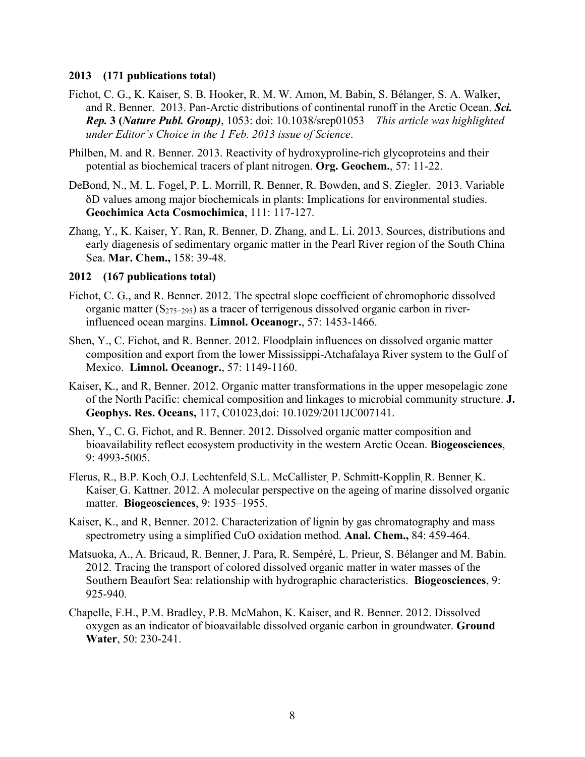**2013 (171 publications total)**

Fichot, C. G., K. Kaiser, S. B. Hooker, R. M. W. Amon, M. Babin, S. Bélanger, S. A. Walker, and R. Benner. 2013. Pan-Arctic distributions of continental runoff in the Arctic Ocean. ***Sci. Rep.* 3 (*Nature Publ. Group*)**, 1053: doi: 10.1038/srep01053 *This article was highlighted under Editor's Choice in the 1 Feb. 2013 issue of Science*.

Philben, M. and R. Benner. 2013. Reactivity of hydroxyproline-rich glycoproteins and their potential as biochemical tracers of plant nitrogen. **Org. Geochem.**, 57: 11-22.

DeBond, N., M. L. Fogel, P. L. Morrill, R. Benner, R. Bowden, and S. Ziegler. 2013. Variable δD values among major biochemicals in plants: Implications for environmental studies. **Geochimica Acta Cosmochimica**, 111: 117-127.

Zhang, Y., K. Kaiser, Y. Ran, R. Benner, D. Zhang, and L. Li. 2013. Sources, distributions and early diagenesis of sedimentary organic matter in the Pearl River region of the South China Sea. **Mar. Chem.,** 158: 39-48.

**2012 (167 publications total)**

Fichot, C. G., and R. Benner. 2012. The spectral slope coefficient of chromophoric dissolved organic matter ($S_{275-295}$) as a tracer of terrigenous dissolved organic carbon in river-influenced ocean margins. **Limnol. Oceanogr.**, 57: 1453-1466.

Shen, Y., C. Fichot, and R. Benner. 2012. Floodplain influences on dissolved organic matter composition and export from the lower Mississippi-Atchafalaya River system to the Gulf of Mexico. **Limnol. Oceanogr.**, 57: 1149-1160.

Kaiser, K., and R, Benner. 2012. Organic matter transformations in the upper mesopelagic zone of the North Pacific: chemical composition and linkages to microbial community structure. **J. Geophys. Res. Oceans,** 117, C01023,doi: 10.1029/2011JC007141.

Shen, Y., C. G. Fichot, and R. Benner. 2012. Dissolved organic matter composition and bioavailability reflect ecosystem productivity in the western Arctic Ocean. **Biogeosciences**, 9: 4993-5005.

Flerus, R., B.P. Koch, O.J. Lechtenfeld, S.L. McCallister, P. Schmitt-Kopplin, R. Benner, K. Kaiser, G. Kattner. 2012. A molecular perspective on the ageing of marine dissolved organic matter. **Biogeosciences**, 9: 1935–1955.

Kaiser, K., and R, Benner. 2012. Characterization of lignin by gas chromatography and mass spectrometry using a simplified CuO oxidation method. **Anal. Chem.,** 84: 459-464.

Matsuoka, A., A. Bricaud, R. Benner, J. Para, R. Sempéré, L. Prieur, S. Bélanger and M. Babin. 2012. Tracing the transport of colored dissolved organic matter in water masses of the Southern Beaufort Sea: relationship with hydrographic characteristics. **Biogeosciences**, 9: 925-940.

Chapelle, F.H., P.M. Bradley, P.B. McMahon, K. Kaiser, and R. Benner. 2012. Dissolved oxygen as an indicator of bioavailable dissolved organic carbon in groundwater. **Ground Water**, 50: 230-241.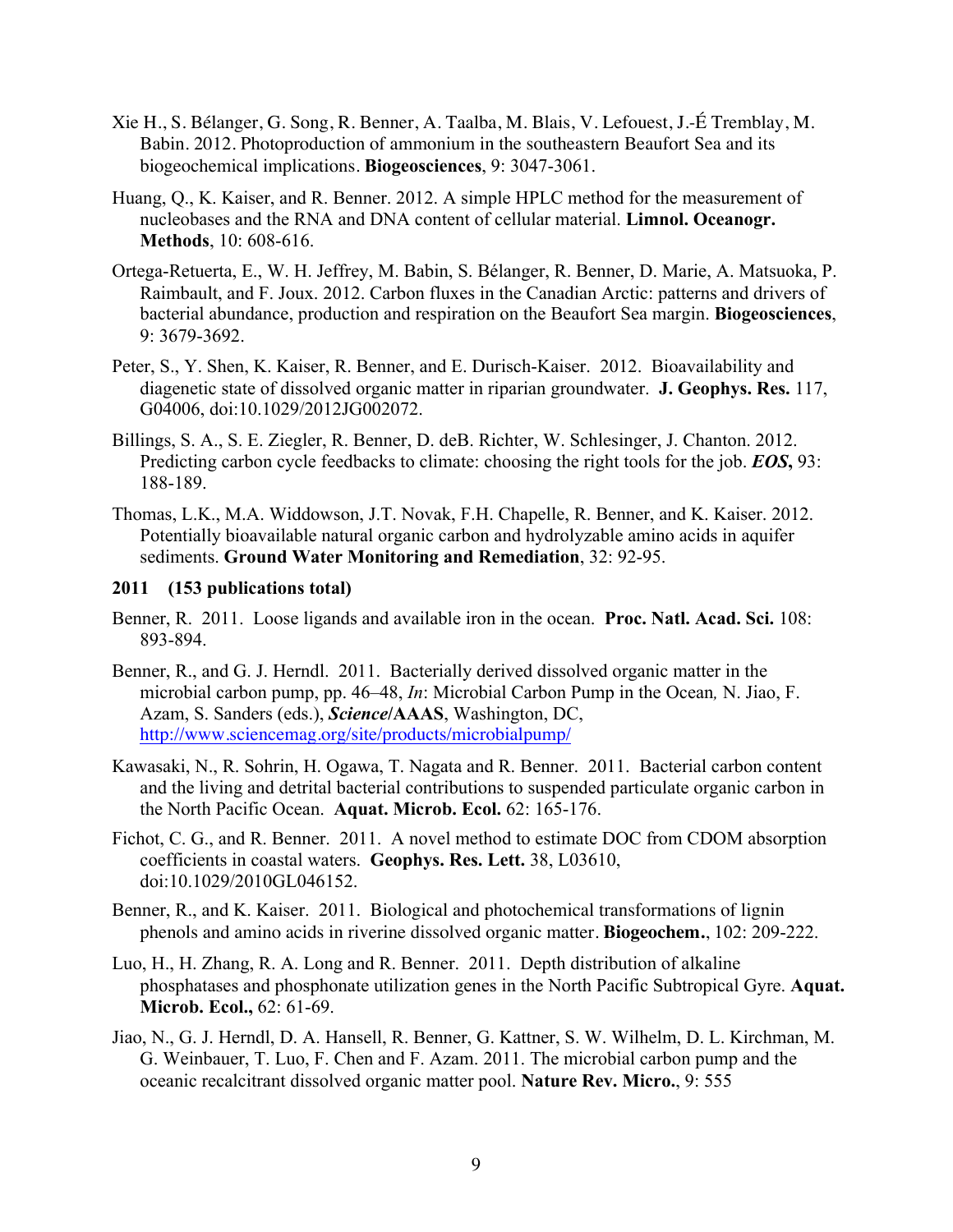Xie H., S. Bélanger, G. Song, R. Benner, A. Taalba, M. Blais, V. Lefouest, J.-É Tremblay, M. Babin. 2012. Photoproduction of ammonium in the southeastern Beaufort Sea and its biogeochemical implications. **Biogeosciences**, 9: 3047-3061.

Huang, Q., K. Kaiser, and R. Benner. 2012. A simple HPLC method for the measurement of nucleobases and the RNA and DNA content of cellular material. **Limnol. Oceanogr. Methods**, 10: 608-616.

Ortega-Retuerta, E., W. H. Jeffrey, M. Babin, S. Bélanger, R. Benner, D. Marie, A. Matsuoka, P. Raimbault, and F. Joux. 2012. Carbon fluxes in the Canadian Arctic: patterns and drivers of bacterial abundance, production and respiration on the Beaufort Sea margin. **Biogeosciences**, 9: 3679-3692.

Peter, S., Y. Shen, K. Kaiser, R. Benner, and E. Durisch-Kaiser. 2012. Bioavailability and diagenetic state of dissolved organic matter in riparian groundwater. **J. Geophys. Res.** 117, G04006, doi:10.1029/2012JG002072.

Billings, S. A., S. E. Ziegler, R. Benner, D. deB. Richter, W. Schlesinger, J. Chanton. 2012. Predicting carbon cycle feedbacks to climate: choosing the right tools for the job. ***EOS*****,** 93: 188-189.

Thomas, L.K., M.A. Widdowson, J.T. Novak, F.H. Chapelle, R. Benner, and K. Kaiser. 2012. Potentially bioavailable natural organic carbon and hydrolyzable amino acids in aquifer sediments. **Ground Water Monitoring and Remediation**, 32: 92-95.

**2011 (153 publications total)**

Benner, R. 2011. Loose ligands and available iron in the ocean. **Proc. Natl. Acad. Sci.** 108: 893-894.

Benner, R., and G. J. Herndl. 2011. Bacterially derived dissolved organic matter in the microbial carbon pump, pp. 46–48, *In*: Microbial Carbon Pump in the Ocean*,* N. Jiao, F. Azam, S. Sanders (eds.), ***Science*****/AAAS**, Washington, DC, http://www.sciencemag.org/site/products/microbialpump/

Kawasaki, N., R. Sohrin, H. Ogawa, T. Nagata and R. Benner. 2011. Bacterial carbon content and the living and detrital bacterial contributions to suspended particulate organic carbon in the North Pacific Ocean. **Aquat. Microb. Ecol.** 62: 165-176.

Fichot, C. G., and R. Benner. 2011. A novel method to estimate DOC from CDOM absorption coefficients in coastal waters. **Geophys. Res. Lett.** 38, L03610, doi:10.1029/2010GL046152.

Benner, R., and K. Kaiser. 2011. Biological and photochemical transformations of lignin phenols and amino acids in riverine dissolved organic matter. **Biogeochem.**, 102: 209-222.

Luo, H., H. Zhang, R. A. Long and R. Benner. 2011. Depth distribution of alkaline phosphatases and phosphonate utilization genes in the North Pacific Subtropical Gyre. **Aquat. Microb. Ecol.,** 62: 61-69.

Jiao, N., G. J. Herndl, D. A. Hansell, R. Benner, G. Kattner, S. W. Wilhelm, D. L. Kirchman, M. G. Weinbauer, T. Luo, F. Chen and F. Azam. 2011. The microbial carbon pump and the oceanic recalcitrant dissolved organic matter pool. **Nature Rev. Micro.**, 9: 555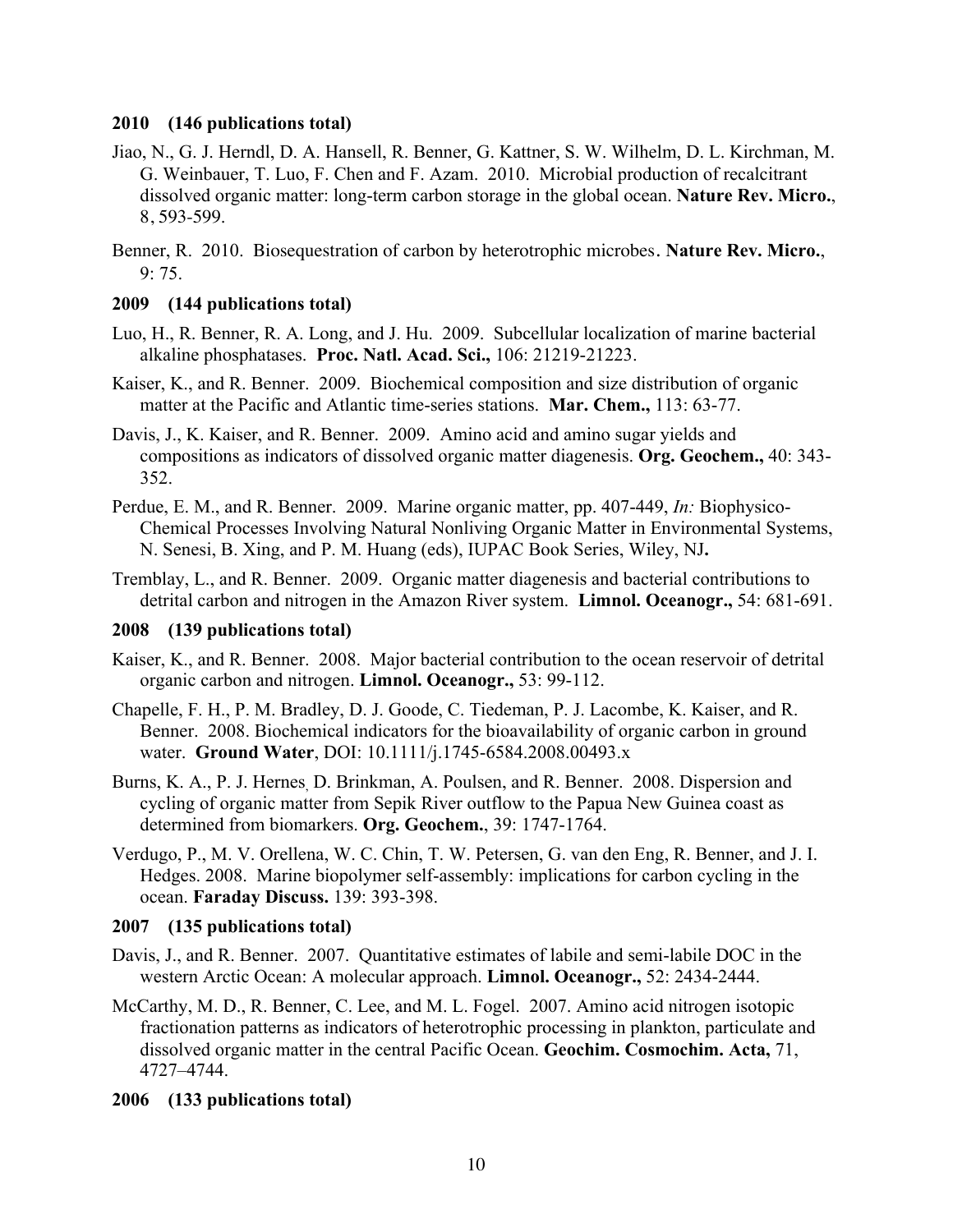**2010 (146 publications total)**

Jiao, N., G. J. Herndl, D. A. Hansell, R. Benner, G. Kattner, S. W. Wilhelm, D. L. Kirchman, M. G. Weinbauer, T. Luo, F. Chen and F. Azam. 2010. Microbial production of recalcitrant dissolved organic matter: long-term carbon storage in the global ocean. **Nature Rev. Micro.**, 8, 593-599.

Benner, R. 2010. Biosequestration of carbon by heterotrophic microbes. **Nature Rev. Micro.**, 9: 75.

**2009 (144 publications total)**

Luo, H., R. Benner, R. A. Long, and J. Hu. 2009. Subcellular localization of marine bacterial alkaline phosphatases. **Proc. Natl. Acad. Sci.,** 106: 21219-21223.

Kaiser, K., and R. Benner. 2009. Biochemical composition and size distribution of organic matter at the Pacific and Atlantic time-series stations. **Mar. Chem.,** 113: 63-77.

Davis, J., K. Kaiser, and R. Benner. 2009. Amino acid and amino sugar yields and compositions as indicators of dissolved organic matter diagenesis. **Org. Geochem.,** 40: 343-352.

Perdue, E. M., and R. Benner. 2009. Marine organic matter, pp. 407-449, *In:* Biophysico-Chemical Processes Involving Natural Nonliving Organic Matter in Environmental Systems, N. Senesi, B. Xing, and P. M. Huang (eds), IUPAC Book Series, Wiley, NJ**.**

Tremblay, L., and R. Benner. 2009. Organic matter diagenesis and bacterial contributions to detrital carbon and nitrogen in the Amazon River system. **Limnol. Oceanogr.,** 54: 681-691.

**2008 (139 publications total)**

Kaiser, K., and R. Benner. 2008. Major bacterial contribution to the ocean reservoir of detrital organic carbon and nitrogen. **Limnol. Oceanogr.,** 53: 99-112.

Chapelle, F. H., P. M. Bradley, D. J. Goode, C. Tiedeman, P. J. Lacombe, K. Kaiser, and R. Benner. 2008. Biochemical indicators for the bioavailability of organic carbon in ground water. **Ground Water**, DOI: 10.1111/j.1745-6584.2008.00493.x

Burns, K. A., P. J. Hernes, D. Brinkman, A. Poulsen, and R. Benner. 2008. Dispersion and cycling of organic matter from Sepik River outflow to the Papua New Guinea coast as determined from biomarkers. **Org. Geochem.**, 39: 1747-1764.

Verdugo, P., M. V. Orellena, W. C. Chin, T. W. Petersen, G. van den Eng, R. Benner, and J. I. Hedges. 2008. Marine biopolymer self-assembly: implications for carbon cycling in the ocean. **Faraday Discuss.** 139: 393-398.

**2007 (135 publications total)**

Davis, J., and R. Benner. 2007. Quantitative estimates of labile and semi-labile DOC in the western Arctic Ocean: A molecular approach. **Limnol. Oceanogr.,** 52: 2434-2444.

McCarthy, M. D., R. Benner, C. Lee, and M. L. Fogel. 2007. Amino acid nitrogen isotopic fractionation patterns as indicators of heterotrophic processing in plankton, particulate and dissolved organic matter in the central Pacific Ocean. **Geochim. Cosmochim. Acta,** 71, 4727–4744.

**2006 (133 publications total)**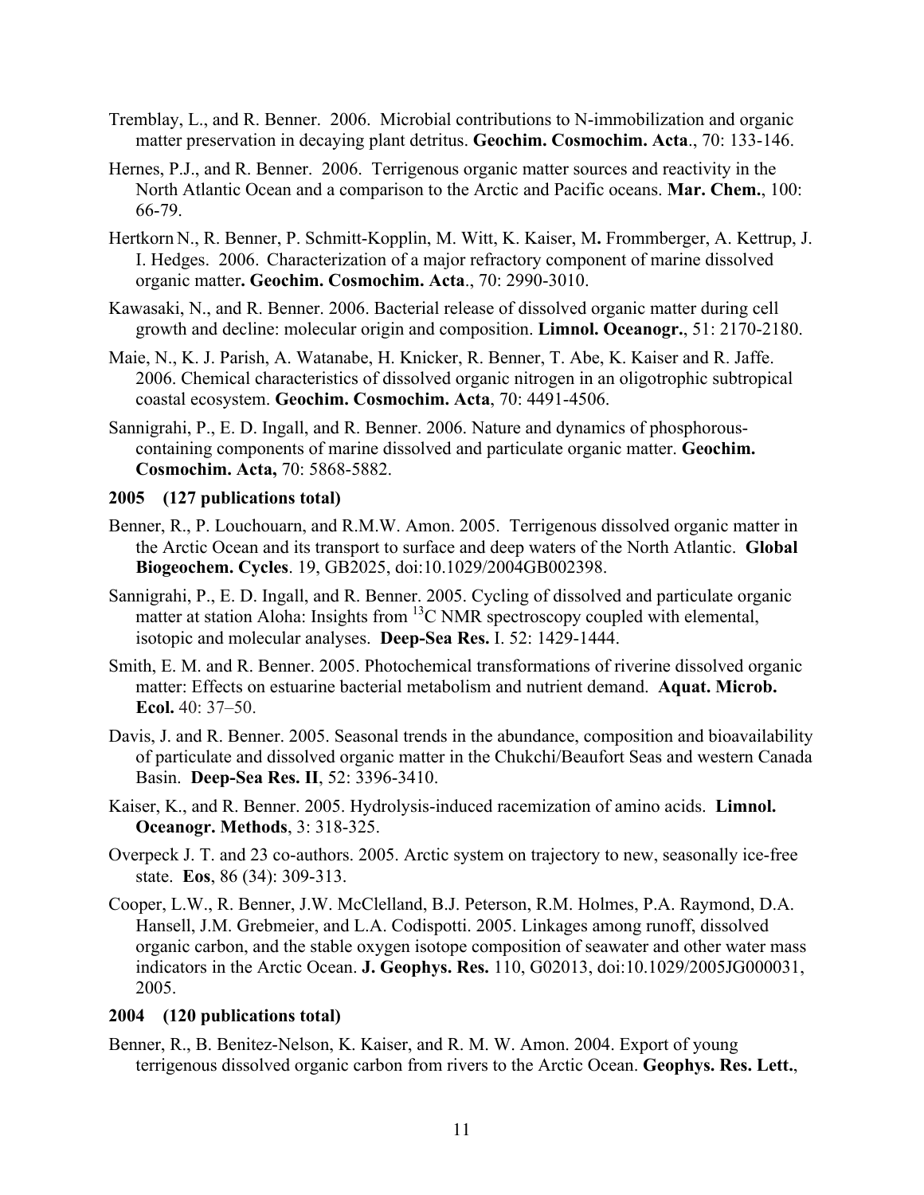Tremblay, L., and R. Benner. 2006. Microbial contributions to N-immobilization and organic matter preservation in decaying plant detritus. **Geochim. Cosmochim. Acta**., 70: 133-146.

Hernes, P.J., and R. Benner. 2006. Terrigenous organic matter sources and reactivity in the North Atlantic Ocean and a comparison to the Arctic and Pacific oceans. **Mar. Chem.**, 100: 66-79.

Hertkorn N., R. Benner, P. Schmitt-Kopplin, M. Witt, K. Kaiser, M**.** Frommberger, A. Kettrup, J. I. Hedges. 2006. Characterization of a major refractory component of marine dissolved organic matter**. Geochim. Cosmochim. Acta**., 70: 2990-3010.

Kawasaki, N., and R. Benner. 2006. Bacterial release of dissolved organic matter during cell growth and decline: molecular origin and composition. **Limnol. Oceanogr.**, 51: 2170-2180.

Maie, N., K. J. Parish, A. Watanabe, H. Knicker, R. Benner, T. Abe, K. Kaiser and R. Jaffe. 2006. Chemical characteristics of dissolved organic nitrogen in an oligotrophic subtropical coastal ecosystem. **Geochim. Cosmochim. Acta**, 70: 4491-4506.

Sannigrahi, P., E. D. Ingall, and R. Benner. 2006. Nature and dynamics of phosphorous-containing components of marine dissolved and particulate organic matter. **Geochim. Cosmochim. Acta,** 70: 5868-5882.

**2005 (127 publications total)**

Benner, R., P. Louchouarn, and R.M.W. Amon. 2005. Terrigenous dissolved organic matter in the Arctic Ocean and its transport to surface and deep waters of the North Atlantic. **Global Biogeochem. Cycles**. 19, GB2025, doi:10.1029/2004GB002398.

Sannigrahi, P., E. D. Ingall, and R. Benner. 2005. Cycling of dissolved and particulate organic matter at station Aloha: Insights from $^{13}C$ NMR spectroscopy coupled with elemental, isotopic and molecular analyses. **Deep-Sea Res.** I. 52: 1429-1444.

Smith, E. M. and R. Benner. 2005. Photochemical transformations of riverine dissolved organic matter: Effects on estuarine bacterial metabolism and nutrient demand. **Aquat. Microb. Ecol.** 40: 37–50.

Davis, J. and R. Benner. 2005. Seasonal trends in the abundance, composition and bioavailability of particulate and dissolved organic matter in the Chukchi/Beaufort Seas and western Canada Basin. **Deep-Sea Res. II**, 52: 3396-3410.

Kaiser, K., and R. Benner. 2005. Hydrolysis-induced racemization of amino acids. **Limnol. Oceanogr. Methods**, 3: 318-325.

Overpeck J. T. and 23 co-authors. 2005. Arctic system on trajectory to new, seasonally ice-free state. **Eos**, 86 (34): 309-313.

Cooper, L.W., R. Benner, J.W. McClelland, B.J. Peterson, R.M. Holmes, P.A. Raymond, D.A. Hansell, J.M. Grebmeier, and L.A. Codispotti. 2005. Linkages among runoff, dissolved organic carbon, and the stable oxygen isotope composition of seawater and other water mass indicators in the Arctic Ocean. **J. Geophys. Res.** 110, G02013, doi:10.1029/2005JG000031, 2005.

**2004 (120 publications total)**

Benner, R., B. Benitez-Nelson, K. Kaiser, and R. M. W. Amon. 2004. Export of young terrigenous dissolved organic carbon from rivers to the Arctic Ocean. **Geophys. Res. Lett.**,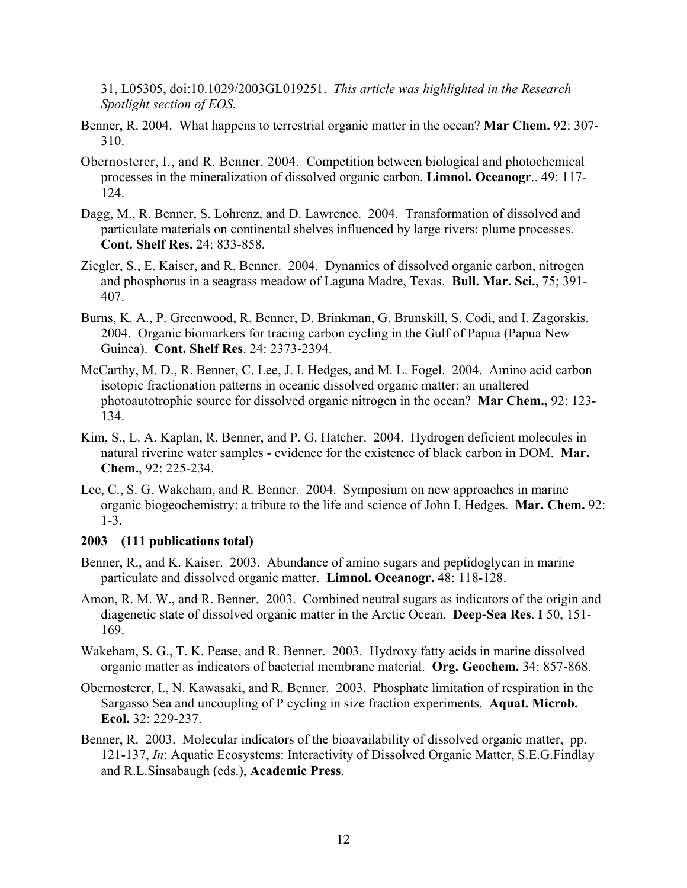31, L05305, doi:10.1029/2003GL019251. *This article was highlighted in the Research Spotlight section of EOS.*

Benner, R. 2004. What happens to terrestrial organic matter in the ocean? **Mar Chem.** 92: 307-310.

Obernosterer, I., and R. Benner. 2004. Competition between biological and photochemical processes in the mineralization of dissolved organic carbon. **Limnol. Oceanogr**.. 49: 117-124.

Dagg, M., R. Benner, S. Lohrenz, and D. Lawrence. 2004. Transformation of dissolved and particulate materials on continental shelves influenced by large rivers: plume processes. **Cont. Shelf Res.** 24: 833-858.

Ziegler, S., E. Kaiser, and R. Benner. 2004. Dynamics of dissolved organic carbon, nitrogen and phosphorus in a seagrass meadow of Laguna Madre, Texas. **Bull. Mar. Sci.**, 75; 391-407.

Burns, K. A., P. Greenwood, R. Benner, D. Brinkman, G. Brunskill, S. Codi, and I. Zagorskis. 2004. Organic biomarkers for tracing carbon cycling in the Gulf of Papua (Papua New Guinea). **Cont. Shelf Res**. 24: 2373-2394.

McCarthy, M. D., R. Benner, C. Lee, J. I. Hedges, and M. L. Fogel. 2004. Amino acid carbon isotopic fractionation patterns in oceanic dissolved organic matter: an unaltered photoautotrophic source for dissolved organic nitrogen in the ocean? **Mar Chem.,** 92: 123-134.

Kim, S., L. A. Kaplan, R. Benner, and P. G. Hatcher. 2004. Hydrogen deficient molecules in natural riverine water samples - evidence for the existence of black carbon in DOM. **Mar. Chem.**, 92: 225-234.

Lee, C., S. G. Wakeham, and R. Benner. 2004. Symposium on new approaches in marine organic biogeochemistry: a tribute to the life and science of John I. Hedges. **Mar. Chem.** 92: 1-3.

**2003 (111 publications total)**

Benner, R., and K. Kaiser. 2003. Abundance of amino sugars and peptidoglycan in marine particulate and dissolved organic matter. **Limnol. Oceanogr.** 48: 118-128.

Amon, R. M. W., and R. Benner. 2003. Combined neutral sugars as indicators of the origin and diagenetic state of dissolved organic matter in the Arctic Ocean. **Deep-Sea Res**. **I** 50, 151-169.

Wakeham, S. G., T. K. Pease, and R. Benner. 2003. Hydroxy fatty acids in marine dissolved organic matter as indicators of bacterial membrane material. **Org. Geochem.** 34: 857-868.

Obernosterer, I., N. Kawasaki, and R. Benner. 2003. Phosphate limitation of respiration in the Sargasso Sea and uncoupling of P cycling in size fraction experiments. **Aquat. Microb. Ecol.** 32: 229-237.

Benner, R. 2003. Molecular indicators of the bioavailability of dissolved organic matter, pp. 121-137, *In*: Aquatic Ecosystems: Interactivity of Dissolved Organic Matter, S.E.G.Findlay and R.L.Sinsabaugh (eds.), **Academic Press**.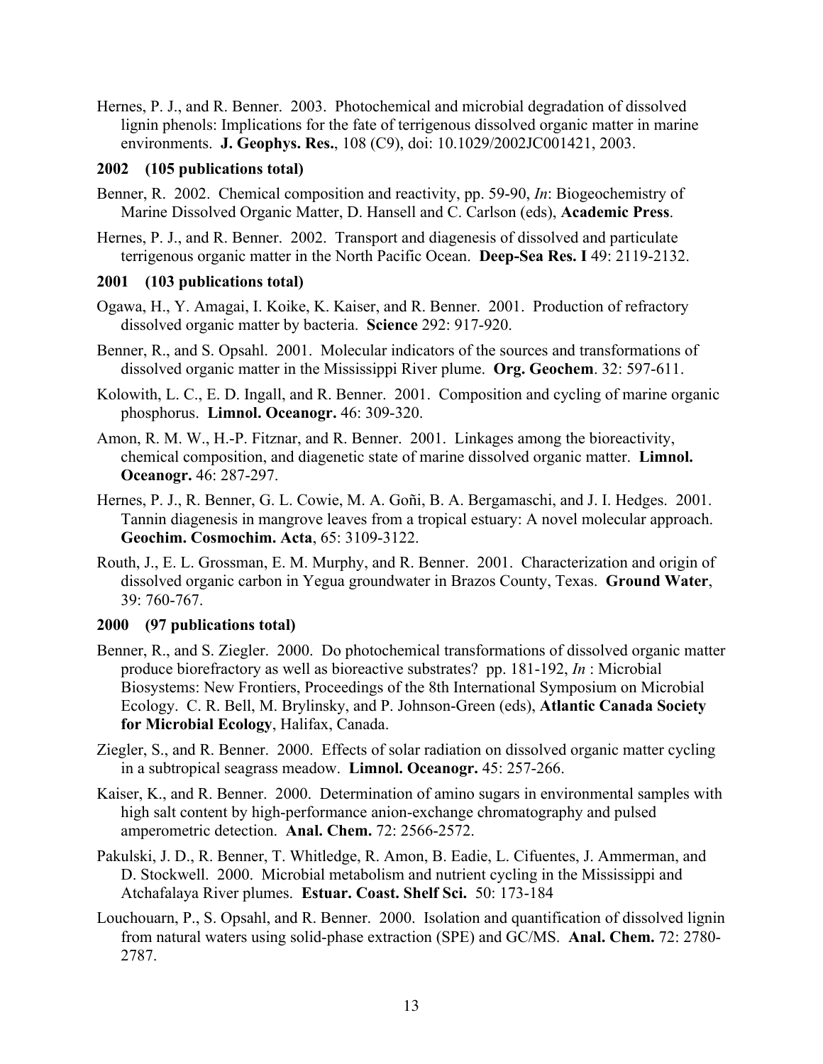Hernes, P. J., and R. Benner. 2003. Photochemical and microbial degradation of dissolved lignin phenols: Implications for the fate of terrigenous dissolved organic matter in marine environments. **J. Geophys. Res.**, 108 (C9), doi: 10.1029/2002JC001421, 2003.

**2002 (105 publications total)**

Benner, R. 2002. Chemical composition and reactivity, pp. 59-90, *In*: Biogeochemistry of Marine Dissolved Organic Matter, D. Hansell and C. Carlson (eds), **Academic Press**.

Hernes, P. J., and R. Benner. 2002. Transport and diagenesis of dissolved and particulate terrigenous organic matter in the North Pacific Ocean. **Deep-Sea Res. I** 49: 2119-2132.

**2001 (103 publications total)**

Ogawa, H., Y. Amagai, I. Koike, K. Kaiser, and R. Benner. 2001. Production of refractory dissolved organic matter by bacteria. **Science** 292: 917-920.

Benner, R., and S. Opsahl. 2001. Molecular indicators of the sources and transformations of dissolved organic matter in the Mississippi River plume. **Org. Geochem**. 32: 597-611.

Kolowith, L. C., E. D. Ingall, and R. Benner. 2001. Composition and cycling of marine organic phosphorus. **Limnol. Oceanogr.** 46: 309-320.

Amon, R. M. W., H.-P. Fitznar, and R. Benner. 2001. Linkages among the bioreactivity, chemical composition, and diagenetic state of marine dissolved organic matter. **Limnol. Oceanogr.** 46: 287-297.

Hernes, P. J., R. Benner, G. L. Cowie, M. A. Goñi, B. A. Bergamaschi, and J. I. Hedges. 2001. Tannin diagenesis in mangrove leaves from a tropical estuary: A novel molecular approach. **Geochim. Cosmochim. Acta**, 65: 3109-3122.

Routh, J., E. L. Grossman, E. M. Murphy, and R. Benner. 2001. Characterization and origin of dissolved organic carbon in Yegua groundwater in Brazos County, Texas. **Ground Water**, 39: 760-767.

**2000 (97 publications total)**

Benner, R., and S. Ziegler. 2000. Do photochemical transformations of dissolved organic matter produce biorefractory as well as bioreactive substrates? pp. 181-192, *In* : Microbial Biosystems: New Frontiers, Proceedings of the 8th International Symposium on Microbial Ecology. C. R. Bell, M. Brylinsky, and P. Johnson-Green (eds), **Atlantic Canada Society for Microbial Ecology**, Halifax, Canada.

Ziegler, S., and R. Benner. 2000. Effects of solar radiation on dissolved organic matter cycling in a subtropical seagrass meadow. **Limnol. Oceanogr.** 45: 257-266.

Kaiser, K., and R. Benner. 2000. Determination of amino sugars in environmental samples with high salt content by high-performance anion-exchange chromatography and pulsed amperometric detection. **Anal. Chem.** 72: 2566-2572.

Pakulski, J. D., R. Benner, T. Whitledge, R. Amon, B. Eadie, L. Cifuentes, J. Ammerman, and D. Stockwell. 2000. Microbial metabolism and nutrient cycling in the Mississippi and Atchafalaya River plumes. **Estuar. Coast. Shelf Sci.** 50: 173-184

Louchouarn, P., S. Opsahl, and R. Benner. 2000. Isolation and quantification of dissolved lignin from natural waters using solid-phase extraction (SPE) and GC/MS. **Anal. Chem.** 72: 2780-2787.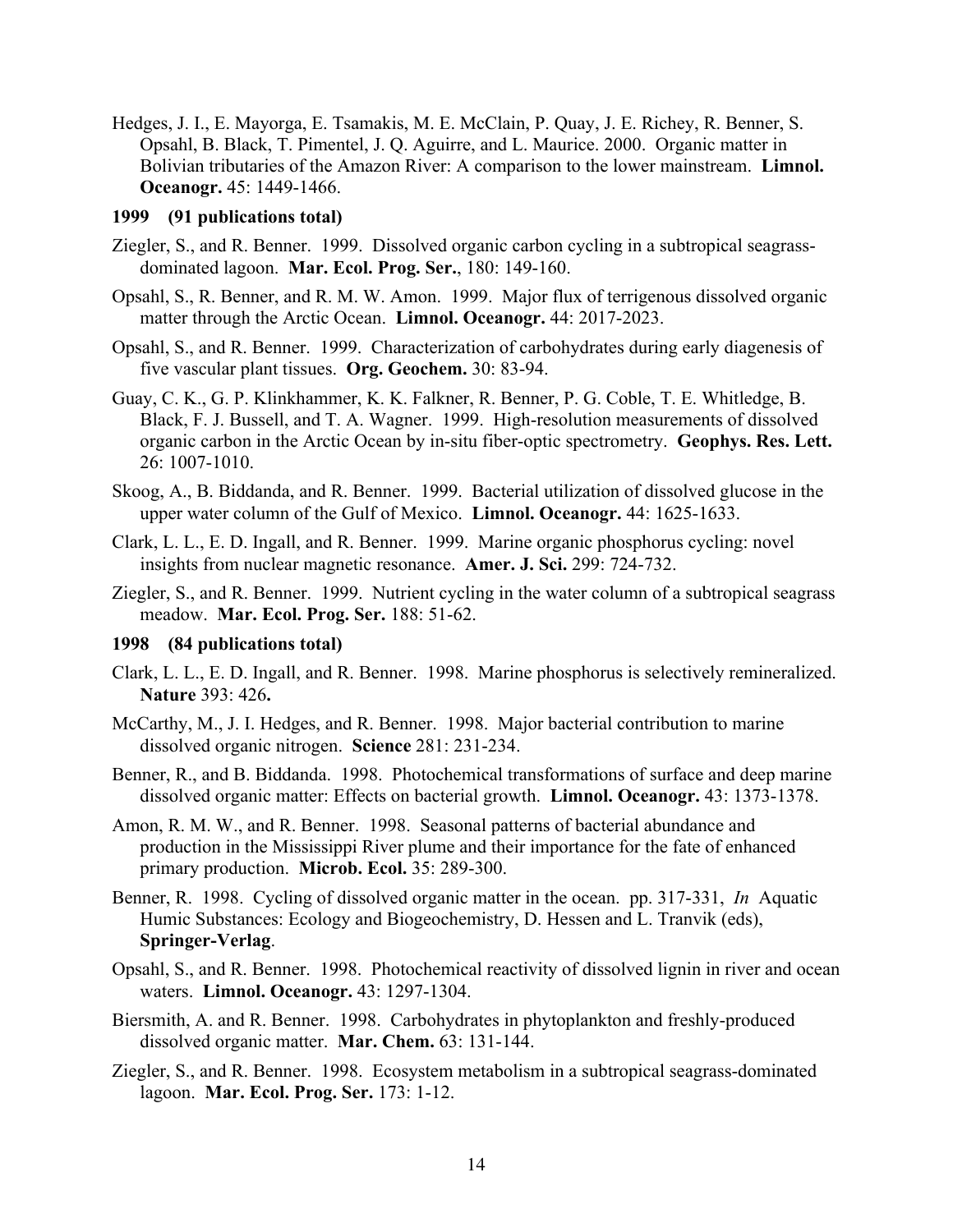Hedges, J. I., E. Mayorga, E. Tsamakis, M. E. McClain, P. Quay, J. E. Richey, R. Benner, S. Opsahl, B. Black, T. Pimentel, J. Q. Aguirre, and L. Maurice. 2000. Organic matter in Bolivian tributaries of the Amazon River: A comparison to the lower mainstream. **Limnol. Oceanogr.** 45: 1449-1466.

**1999 (91 publications total)**

Ziegler, S., and R. Benner. 1999. Dissolved organic carbon cycling in a subtropical seagrass-dominated lagoon. **Mar. Ecol. Prog. Ser.**, 180: 149-160.

Opsahl, S., R. Benner, and R. M. W. Amon. 1999. Major flux of terrigenous dissolved organic matter through the Arctic Ocean. **Limnol. Oceanogr.** 44: 2017-2023.

Opsahl, S., and R. Benner. 1999. Characterization of carbohydrates during early diagenesis of five vascular plant tissues. **Org. Geochem.** 30: 83-94.

Guay, C. K., G. P. Klinkhammer, K. K. Falkner, R. Benner, P. G. Coble, T. E. Whitledge, B. Black, F. J. Bussell, and T. A. Wagner. 1999. High-resolution measurements of dissolved organic carbon in the Arctic Ocean by in-situ fiber-optic spectrometry. **Geophys. Res. Lett.** 26: 1007-1010.

Skoog, A., B. Biddanda, and R. Benner. 1999. Bacterial utilization of dissolved glucose in the upper water column of the Gulf of Mexico. **Limnol. Oceanogr.** 44: 1625-1633.

Clark, L. L., E. D. Ingall, and R. Benner. 1999. Marine organic phosphorus cycling: novel insights from nuclear magnetic resonance. **Amer. J. Sci.** 299: 724-732.

Ziegler, S., and R. Benner. 1999. Nutrient cycling in the water column of a subtropical seagrass meadow. **Mar. Ecol. Prog. Ser.** 188: 51-62.

**1998 (84 publications total)**

Clark, L. L., E. D. Ingall, and R. Benner. 1998. Marine phosphorus is selectively remineralized. **Nature** 393: 426**.**

McCarthy, M., J. I. Hedges, and R. Benner. 1998. Major bacterial contribution to marine dissolved organic nitrogen. **Science** 281: 231-234.

Benner, R., and B. Biddanda. 1998. Photochemical transformations of surface and deep marine dissolved organic matter: Effects on bacterial growth. **Limnol. Oceanogr.** 43: 1373-1378.

Amon, R. M. W., and R. Benner. 1998. Seasonal patterns of bacterial abundance and production in the Mississippi River plume and their importance for the fate of enhanced primary production. **Microb. Ecol.** 35: 289-300.

Benner, R. 1998. Cycling of dissolved organic matter in the ocean. pp. 317-331, *In* Aquatic Humic Substances: Ecology and Biogeochemistry, D. Hessen and L. Tranvik (eds), **Springer-Verlag**.

Opsahl, S., and R. Benner. 1998. Photochemical reactivity of dissolved lignin in river and ocean waters. **Limnol. Oceanogr.** 43: 1297-1304.

Biersmith, A. and R. Benner. 1998. Carbohydrates in phytoplankton and freshly-produced dissolved organic matter. **Mar. Chem.** 63: 131-144.

Ziegler, S., and R. Benner. 1998. Ecosystem metabolism in a subtropical seagrass-dominated lagoon. **Mar. Ecol. Prog. Ser.** 173: 1-12.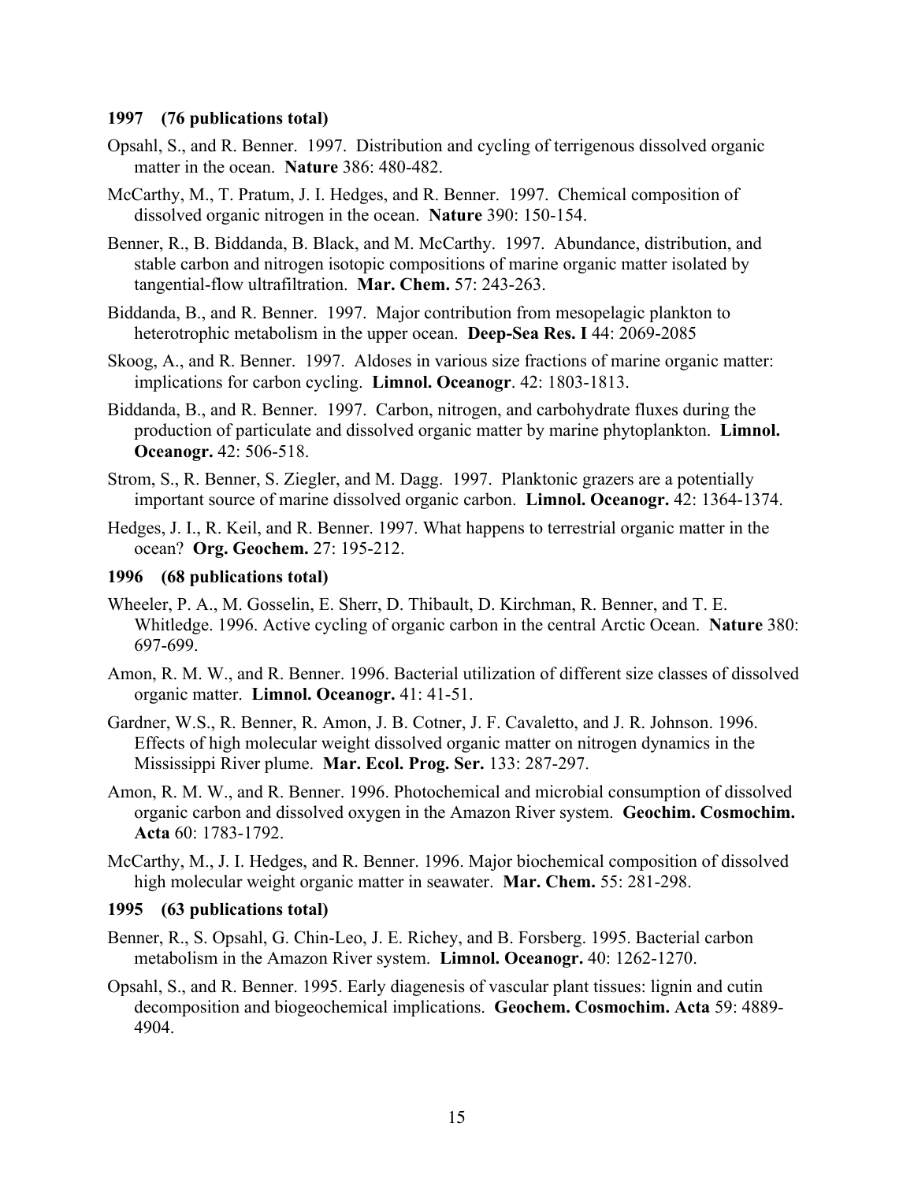**1997 (76 publications total)**

Opsahl, S., and R. Benner. 1997. Distribution and cycling of terrigenous dissolved organic matter in the ocean. **Nature** 386: 480-482.

McCarthy, M., T. Pratum, J. I. Hedges, and R. Benner. 1997. Chemical composition of dissolved organic nitrogen in the ocean. **Nature** 390: 150-154.

Benner, R., B. Biddanda, B. Black, and M. McCarthy. 1997. Abundance, distribution, and stable carbon and nitrogen isotopic compositions of marine organic matter isolated by tangential-flow ultrafiltration. **Mar. Chem.** 57: 243-263.

Biddanda, B., and R. Benner. 1997. Major contribution from mesopelagic plankton to heterotrophic metabolism in the upper ocean. **Deep-Sea Res. I** 44: 2069-2085

Skoog, A., and R. Benner. 1997. Aldoses in various size fractions of marine organic matter: implications for carbon cycling. **Limnol. Oceanogr**. 42: 1803-1813.

Biddanda, B., and R. Benner. 1997. Carbon, nitrogen, and carbohydrate fluxes during the production of particulate and dissolved organic matter by marine phytoplankton. **Limnol. Oceanogr.** 42: 506-518.

Strom, S., R. Benner, S. Ziegler, and M. Dagg. 1997. Planktonic grazers are a potentially important source of marine dissolved organic carbon. **Limnol. Oceanogr.** 42: 1364-1374.

Hedges, J. I., R. Keil, and R. Benner. 1997. What happens to terrestrial organic matter in the ocean? **Org. Geochem.** 27: 195-212.

**1996 (68 publications total)**

Wheeler, P. A., M. Gosselin, E. Sherr, D. Thibault, D. Kirchman, R. Benner, and T. E. Whitledge. 1996. Active cycling of organic carbon in the central Arctic Ocean. **Nature** 380: 697-699.

Amon, R. M. W., and R. Benner. 1996. Bacterial utilization of different size classes of dissolved organic matter. **Limnol. Oceanogr.** 41: 41-51.

Gardner, W.S., R. Benner, R. Amon, J. B. Cotner, J. F. Cavaletto, and J. R. Johnson. 1996. Effects of high molecular weight dissolved organic matter on nitrogen dynamics in the Mississippi River plume. **Mar. Ecol. Prog. Ser.** 133: 287-297.

Amon, R. M. W., and R. Benner. 1996. Photochemical and microbial consumption of dissolved organic carbon and dissolved oxygen in the Amazon River system. **Geochim. Cosmochim. Acta** 60: 1783-1792.

McCarthy, M., J. I. Hedges, and R. Benner. 1996. Major biochemical composition of dissolved high molecular weight organic matter in seawater. **Mar. Chem.** 55: 281-298.

**1995 (63 publications total)**

Benner, R., S. Opsahl, G. Chin-Leo, J. E. Richey, and B. Forsberg. 1995. Bacterial carbon metabolism in the Amazon River system. **Limnol. Oceanogr.** 40: 1262-1270.

Opsahl, S., and R. Benner. 1995. Early diagenesis of vascular plant tissues: lignin and cutin decomposition and biogeochemical implications. **Geochem. Cosmochim. Acta** 59: 4889-4904.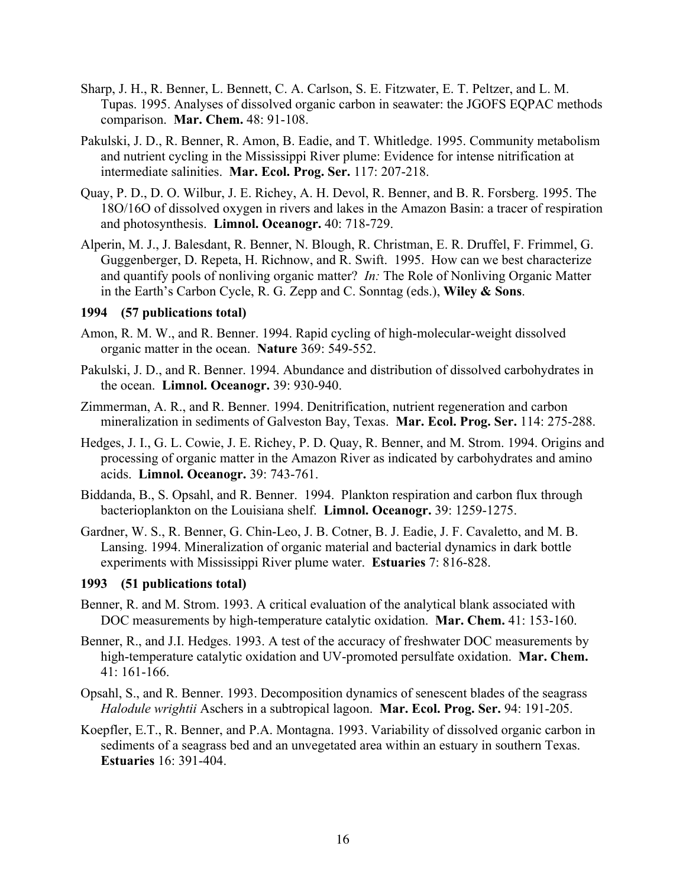Sharp, J. H., R. Benner, L. Bennett, C. A. Carlson, S. E. Fitzwater, E. T. Peltzer, and L. M. Tupas. 1995. Analyses of dissolved organic carbon in seawater: the JGOFS EQPAC methods comparison. **Mar. Chem.** 48: 91-108.

Pakulski, J. D., R. Benner, R. Amon, B. Eadie, and T. Whitledge. 1995. Community metabolism and nutrient cycling in the Mississippi River plume: Evidence for intense nitrification at intermediate salinities. **Mar. Ecol. Prog. Ser.** 117: 207-218.

Quay, P. D., D. O. Wilbur, J. E. Richey, A. H. Devol, R. Benner, and B. R. Forsberg. 1995. The 18O/16O of dissolved oxygen in rivers and lakes in the Amazon Basin: a tracer of respiration and photosynthesis. **Limnol. Oceanogr.** 40: 718-729.

Alperin, M. J., J. Balesdant, R. Benner, N. Blough, R. Christman, E. R. Druffel, F. Frimmel, G. Guggenberger, D. Repeta, H. Richnow, and R. Swift. 1995. How can we best characterize and quantify pools of nonliving organic matter? *In:* The Role of Nonliving Organic Matter in the Earth's Carbon Cycle, R. G. Zepp and C. Sonntag (eds.), **Wiley & Sons**.

**1994 (57 publications total)**

Amon, R. M. W., and R. Benner. 1994. Rapid cycling of high-molecular-weight dissolved organic matter in the ocean. **Nature** 369: 549-552.

Pakulski, J. D., and R. Benner. 1994. Abundance and distribution of dissolved carbohydrates in the ocean. **Limnol. Oceanogr.** 39: 930-940.

Zimmerman, A. R., and R. Benner. 1994. Denitrification, nutrient regeneration and carbon mineralization in sediments of Galveston Bay, Texas. **Mar. Ecol. Prog. Ser.** 114: 275-288.

Hedges, J. I., G. L. Cowie, J. E. Richey, P. D. Quay, R. Benner, and M. Strom. 1994. Origins and processing of organic matter in the Amazon River as indicated by carbohydrates and amino acids. **Limnol. Oceanogr.** 39: 743-761.

Biddanda, B., S. Opsahl, and R. Benner. 1994. Plankton respiration and carbon flux through bacterioplankton on the Louisiana shelf. **Limnol. Oceanogr.** 39: 1259-1275.

Gardner, W. S., R. Benner, G. Chin-Leo, J. B. Cotner, B. J. Eadie, J. F. Cavaletto, and M. B. Lansing. 1994. Mineralization of organic material and bacterial dynamics in dark bottle experiments with Mississippi River plume water. **Estuaries** 7: 816-828.

**1993 (51 publications total)**

Benner, R. and M. Strom. 1993. A critical evaluation of the analytical blank associated with DOC measurements by high-temperature catalytic oxidation. **Mar. Chem.** 41: 153-160.

Benner, R., and J.I. Hedges. 1993. A test of the accuracy of freshwater DOC measurements by high-temperature catalytic oxidation and UV-promoted persulfate oxidation. **Mar. Chem.** 41: 161-166.

Opsahl, S., and R. Benner. 1993. Decomposition dynamics of senescent blades of the seagrass *Halodule wrightii* Aschers in a subtropical lagoon. **Mar. Ecol. Prog. Ser.** 94: 191-205.

Koepfler, E.T., R. Benner, and P.A. Montagna. 1993. Variability of dissolved organic carbon in sediments of a seagrass bed and an unvegetated area within an estuary in southern Texas. **Estuaries** 16: 391-404.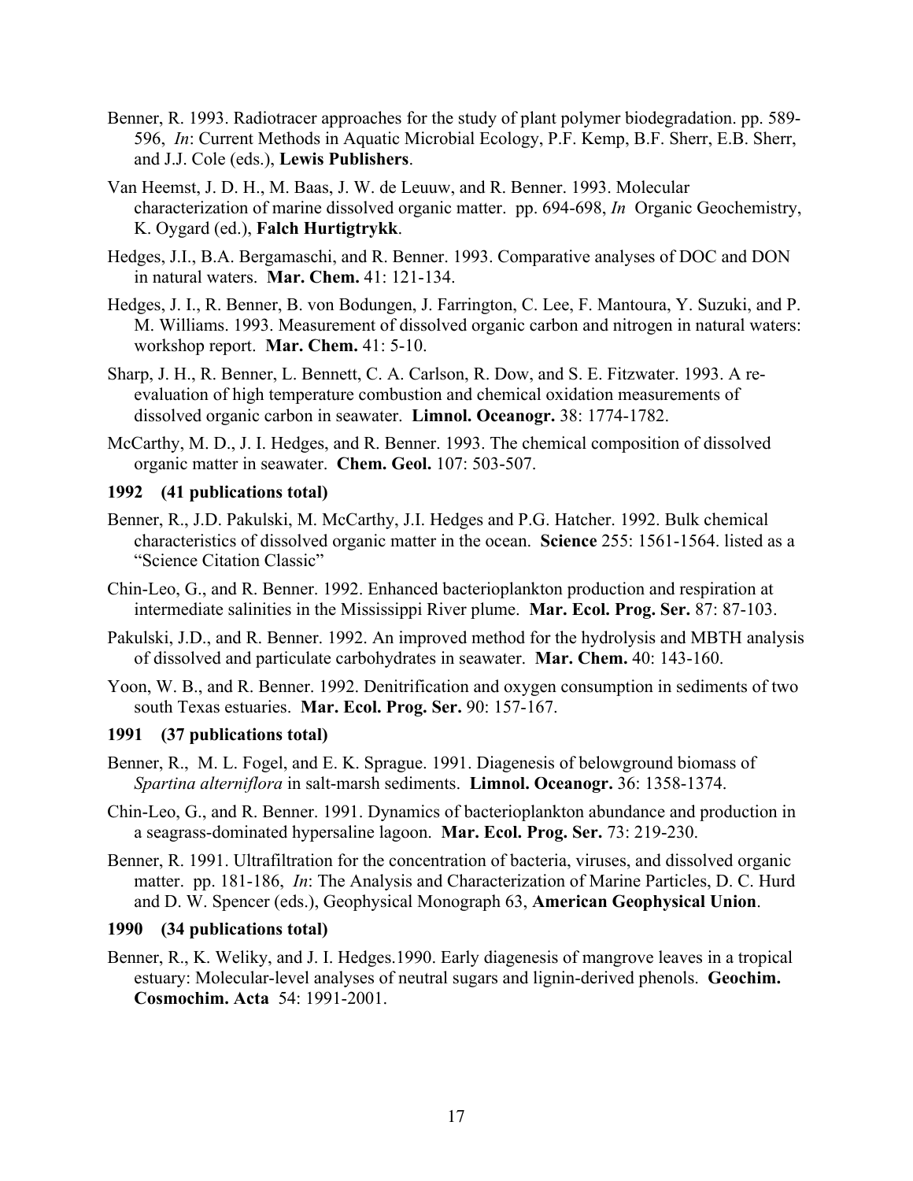Benner, R. 1993. Radiotracer approaches for the study of plant polymer biodegradation. pp. 589-596, *In*: Current Methods in Aquatic Microbial Ecology, P.F. Kemp, B.F. Sherr, E.B. Sherr, and J.J. Cole (eds.), **Lewis Publishers**.

Van Heemst, J. D. H., M. Baas, J. W. de Leuuw, and R. Benner. 1993. Molecular characterization of marine dissolved organic matter. pp. 694-698, *In* Organic Geochemistry, K. Oygard (ed.), **Falch Hurtigtrykk**.

Hedges, J.I., B.A. Bergamaschi, and R. Benner. 1993. Comparative analyses of DOC and DON in natural waters. **Mar. Chem.** 41: 121-134.

Hedges, J. I., R. Benner, B. von Bodungen, J. Farrington, C. Lee, F. Mantoura, Y. Suzuki, and P. M. Williams. 1993. Measurement of dissolved organic carbon and nitrogen in natural waters: workshop report. **Mar. Chem.** 41: 5-10.

Sharp, J. H., R. Benner, L. Bennett, C. A. Carlson, R. Dow, and S. E. Fitzwater. 1993. A re-evaluation of high temperature combustion and chemical oxidation measurements of dissolved organic carbon in seawater. **Limnol. Oceanogr.** 38: 1774-1782.

McCarthy, M. D., J. I. Hedges, and R. Benner. 1993. The chemical composition of dissolved organic matter in seawater. **Chem. Geol.** 107: 503-507.

**1992 (41 publications total)**

Benner, R., J.D. Pakulski, M. McCarthy, J.I. Hedges and P.G. Hatcher. 1992. Bulk chemical characteristics of dissolved organic matter in the ocean. **Science** 255: 1561-1564. listed as a "Science Citation Classic"

Chin-Leo, G., and R. Benner. 1992. Enhanced bacterioplankton production and respiration at intermediate salinities in the Mississippi River plume. **Mar. Ecol. Prog. Ser.** 87: 87-103.

Pakulski, J.D., and R. Benner. 1992. An improved method for the hydrolysis and MBTH analysis of dissolved and particulate carbohydrates in seawater. **Mar. Chem.** 40: 143-160.

Yoon, W. B., and R. Benner. 1992. Denitrification and oxygen consumption in sediments of two south Texas estuaries. **Mar. Ecol. Prog. Ser.** 90: 157-167.

**1991 (37 publications total)**

Benner, R., M. L. Fogel, and E. K. Sprague. 1991. Diagenesis of belowground biomass of *Spartina alterniflora* in salt-marsh sediments. **Limnol. Oceanogr.** 36: 1358-1374.

Chin-Leo, G., and R. Benner. 1991. Dynamics of bacterioplankton abundance and production in a seagrass-dominated hypersaline lagoon. **Mar. Ecol. Prog. Ser.** 73: 219-230.

Benner, R. 1991. Ultrafiltration for the concentration of bacteria, viruses, and dissolved organic matter. pp. 181-186, *In*: The Analysis and Characterization of Marine Particles, D. C. Hurd and D. W. Spencer (eds.), Geophysical Monograph 63, **American Geophysical Union**.

**1990 (34 publications total)**

Benner, R., K. Weliky, and J. I. Hedges.1990. Early diagenesis of mangrove leaves in a tropical estuary: Molecular-level analyses of neutral sugars and lignin-derived phenols. **Geochim. Cosmochim. Acta** 54: 1991-2001.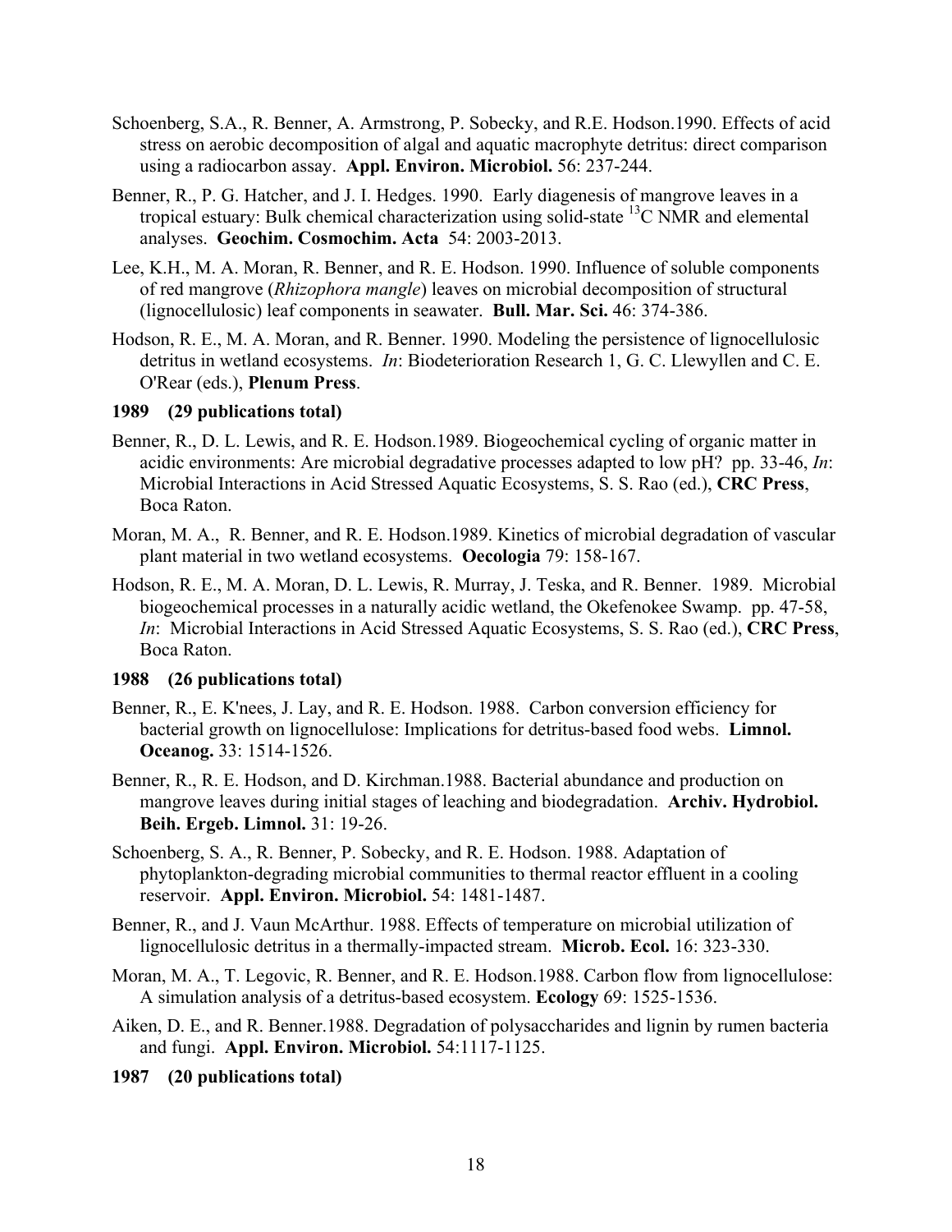Schoenberg, S.A., R. Benner, A. Armstrong, P. Sobecky, and R.E. Hodson.1990. Effects of acid stress on aerobic decomposition of algal and aquatic macrophyte detritus: direct comparison using a radiocarbon assay. **Appl. Environ. Microbiol.** 56: 237-244.

Benner, R., P. G. Hatcher, and J. I. Hedges. 1990. Early diagenesis of mangrove leaves in a tropical estuary: Bulk chemical characterization using solid-state $^{13}C$ NMR and elemental analyses. **Geochim. Cosmochim. Acta** 54: 2003-2013.

Lee, K.H., M. A. Moran, R. Benner, and R. E. Hodson. 1990. Influence of soluble components of red mangrove (*Rhizophora mangle*) leaves on microbial decomposition of structural (lignocellulosic) leaf components in seawater. **Bull. Mar. Sci.** 46: 374-386.

Hodson, R. E., M. A. Moran, and R. Benner. 1990. Modeling the persistence of lignocellulosic detritus in wetland ecosystems. *In*: Biodeterioration Research 1, G. C. Llewyllen and C. E. O'Rear (eds.), **Plenum Press**.

**1989 (29 publications total)**

Benner, R., D. L. Lewis, and R. E. Hodson.1989. Biogeochemical cycling of organic matter in acidic environments: Are microbial degradative processes adapted to low pH? pp. 33-46, *In*: Microbial Interactions in Acid Stressed Aquatic Ecosystems, S. S. Rao (ed.), **CRC Press**, Boca Raton.

Moran, M. A., R. Benner, and R. E. Hodson.1989. Kinetics of microbial degradation of vascular plant material in two wetland ecosystems. **Oecologia** 79: 158-167.

Hodson, R. E., M. A. Moran, D. L. Lewis, R. Murray, J. Teska, and R. Benner. 1989. Microbial biogeochemical processes in a naturally acidic wetland, the Okefenokee Swamp. pp. 47-58, *In*: Microbial Interactions in Acid Stressed Aquatic Ecosystems, S. S. Rao (ed.), **CRC Press**, Boca Raton.

**1988 (26 publications total)**

Benner, R., E. K'nees, J. Lay, and R. E. Hodson. 1988. Carbon conversion efficiency for bacterial growth on lignocellulose: Implications for detritus-based food webs. **Limnol. Oceanog.** 33: 1514-1526.

Benner, R., R. E. Hodson, and D. Kirchman.1988. Bacterial abundance and production on mangrove leaves during initial stages of leaching and biodegradation. **Archiv. Hydrobiol. Beih. Ergeb. Limnol.** 31: 19-26.

Schoenberg, S. A., R. Benner, P. Sobecky, and R. E. Hodson. 1988. Adaptation of phytoplankton-degrading microbial communities to thermal reactor effluent in a cooling reservoir. **Appl. Environ. Microbiol.** 54: 1481-1487.

Benner, R., and J. Vaun McArthur. 1988. Effects of temperature on microbial utilization of lignocellulosic detritus in a thermally-impacted stream. **Microb. Ecol.** 16: 323-330.

Moran, M. A., T. Legovic, R. Benner, and R. E. Hodson.1988. Carbon flow from lignocellulose: A simulation analysis of a detritus-based ecosystem. **Ecology** 69: 1525-1536.

Aiken, D. E., and R. Benner.1988. Degradation of polysaccharides and lignin by rumen bacteria and fungi. **Appl. Environ. Microbiol.** 54:1117-1125.

**1987 (20 publications total)**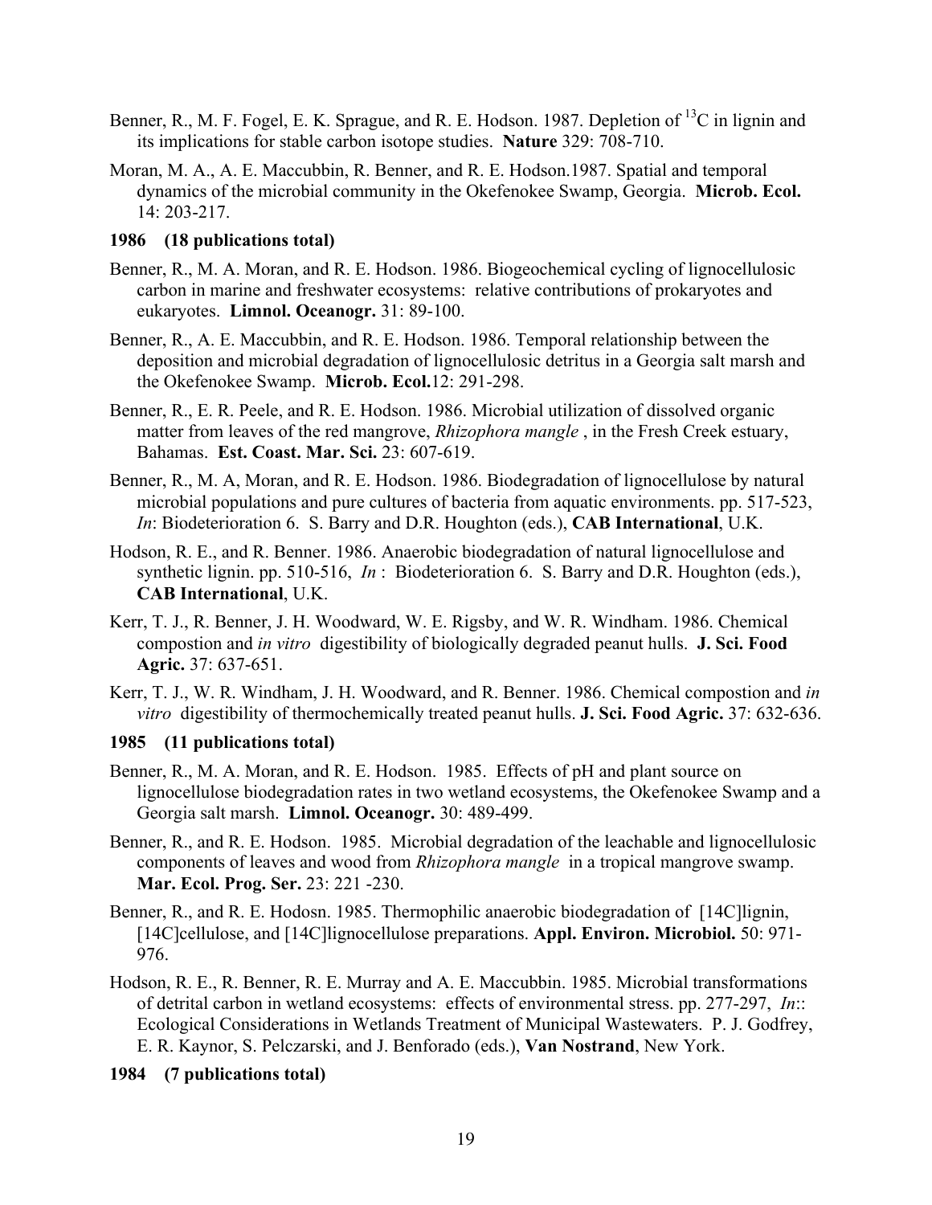Benner, R., M. F. Fogel, E. K. Sprague, and R. E. Hodson. 1987. Depletion of $^{13}C$ in lignin and its implications for stable carbon isotope studies. **Nature** 329: 708-710.

Moran, M. A., A. E. Maccubbin, R. Benner, and R. E. Hodson.1987. Spatial and temporal dynamics of the microbial community in the Okefenokee Swamp, Georgia. **Microb. Ecol.** 14: 203-217.

**1986 (18 publications total)**

Benner, R., M. A. Moran, and R. E. Hodson. 1986. Biogeochemical cycling of lignocellulosic carbon in marine and freshwater ecosystems: relative contributions of prokaryotes and eukaryotes. **Limnol. Oceanogr.** 31: 89-100.

Benner, R., A. E. Maccubbin, and R. E. Hodson. 1986. Temporal relationship between the deposition and microbial degradation of lignocellulosic detritus in a Georgia salt marsh and the Okefenokee Swamp. **Microb. Ecol.**12: 291-298.

Benner, R., E. R. Peele, and R. E. Hodson. 1986. Microbial utilization of dissolved organic matter from leaves of the red mangrove, *Rhizophora mangle* , in the Fresh Creek estuary, Bahamas. **Est. Coast. Mar. Sci.** 23: 607-619.

Benner, R., M. A, Moran, and R. E. Hodson. 1986. Biodegradation of lignocellulose by natural microbial populations and pure cultures of bacteria from aquatic environments. pp. 517-523, *In*: Biodeterioration 6. S. Barry and D.R. Houghton (eds.), **CAB International**, U.K.

Hodson, R. E., and R. Benner. 1986. Anaerobic biodegradation of natural lignocellulose and synthetic lignin. pp. 510-516, *In* : Biodeterioration 6. S. Barry and D.R. Houghton (eds.), **CAB International**, U.K.

Kerr, T. J., R. Benner, J. H. Woodward, W. E. Rigsby, and W. R. Windham. 1986. Chemical compostion and *in vitro* digestibility of biologically degraded peanut hulls. **J. Sci. Food Agric.** 37: 637-651.

Kerr, T. J., W. R. Windham, J. H. Woodward, and R. Benner. 1986. Chemical compostion and *in vitro* digestibility of thermochemically treated peanut hulls. **J. Sci. Food Agric.** 37: 632-636.

**1985 (11 publications total)**

Benner, R., M. A. Moran, and R. E. Hodson. 1985. Effects of pH and plant source on lignocellulose biodegradation rates in two wetland ecosystems, the Okefenokee Swamp and a Georgia salt marsh. **Limnol. Oceanogr.** 30: 489-499.

Benner, R., and R. E. Hodson. 1985. Microbial degradation of the leachable and lignocellulosic components of leaves and wood from *Rhizophora mangle* in a tropical mangrove swamp. **Mar. Ecol. Prog. Ser.** 23: 221 -230.

Benner, R., and R. E. Hodosn. 1985. Thermophilic anaerobic biodegradation of [14C]lignin, [14C]cellulose, and [14C]lignocellulose preparations. **Appl. Environ. Microbiol.** 50: 971-976.

Hodson, R. E., R. Benner, R. E. Murray and A. E. Maccubbin. 1985. Microbial transformations of detrital carbon in wetland ecosystems: effects of environmental stress. pp. 277-297, *In*:: Ecological Considerations in Wetlands Treatment of Municipal Wastewaters. P. J. Godfrey, E. R. Kaynor, S. Pelczarski, and J. Benforado (eds.), **Van Nostrand**, New York.

**1984 (7 publications total)**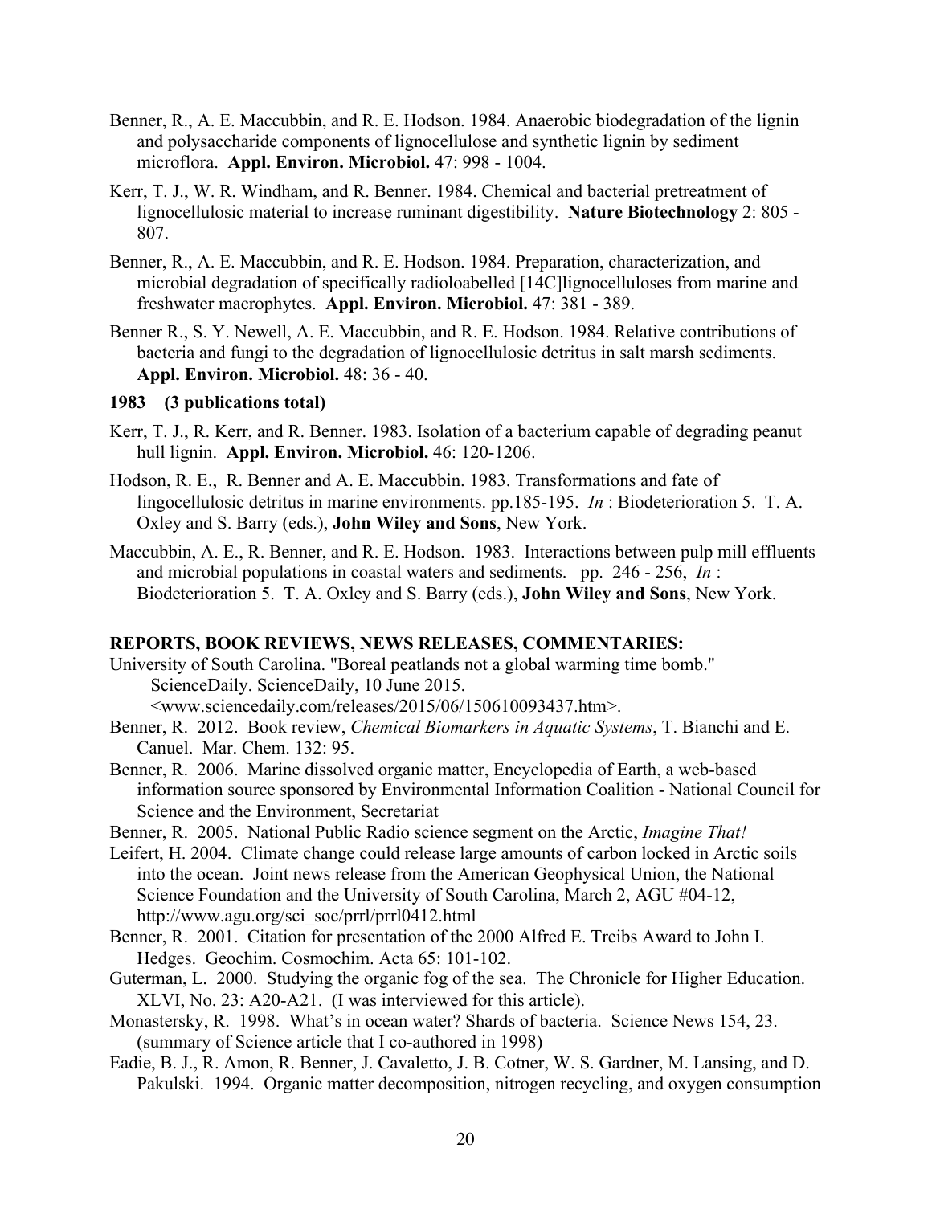Benner, R., A. E. Maccubbin, and R. E. Hodson. 1984. Anaerobic biodegradation of the lignin and polysaccharide components of lignocellulose and synthetic lignin by sediment microflora. **Appl. Environ. Microbiol.** 47: 998 - 1004.

Kerr, T. J., W. R. Windham, and R. Benner. 1984. Chemical and bacterial pretreatment of lignocellulosic material to increase ruminant digestibility. **Nature Biotechnology** 2: 805 - 807.

Benner, R., A. E. Maccubbin, and R. E. Hodson. 1984. Preparation, characterization, and microbial degradation of specifically radioloabelled [14C]lignocelluloses from marine and freshwater macrophytes. **Appl. Environ. Microbiol.** 47: 381 - 389.

Benner R., S. Y. Newell, A. E. Maccubbin, and R. E. Hodson. 1984. Relative contributions of bacteria and fungi to the degradation of lignocellulosic detritus in salt marsh sediments. **Appl. Environ. Microbiol.** 48: 36 - 40.

**1983 (3 publications total)**

Kerr, T. J., R. Kerr, and R. Benner. 1983. Isolation of a bacterium capable of degrading peanut hull lignin. **Appl. Environ. Microbiol.** 46: 120-1206.

Hodson, R. E., R. Benner and A. E. Maccubbin. 1983. Transformations and fate of lingocellulosic detritus in marine environments. pp.185-195. *In* : Biodeterioration 5. T. A. Oxley and S. Barry (eds.), **John Wiley and Sons**, New York.

Maccubbin, A. E., R. Benner, and R. E. Hodson. 1983. Interactions between pulp mill effluents and microbial populations in coastal waters and sediments. pp. 246 - 256, *In* : Biodeterioration 5. T. A. Oxley and S. Barry (eds.), **John Wiley and Sons**, New York.

**REPORTS, BOOK REVIEWS, NEWS RELEASES, COMMENTARIES:**

University of South Carolina. "Boreal peatlands not a global warming time bomb." ScienceDaily. ScienceDaily, 10 June 2015. <www.sciencedaily.com/releases/2015/06/150610093437.htm>.

Benner, R. 2012. Book review, *Chemical Biomarkers in Aquatic Systems*, T. Bianchi and E. Canuel. Mar. Chem. 132: 95.

Benner, R. 2006. Marine dissolved organic matter, Encyclopedia of Earth, a web-based information source sponsored by Environmental Information Coalition - National Council for Science and the Environment, Secretariat

Benner, R. 2005. National Public Radio science segment on the Arctic, *Imagine That!*

Leifert, H. 2004. Climate change could release large amounts of carbon locked in Arctic soils into the ocean. Joint news release from the American Geophysical Union, the National Science Foundation and the University of South Carolina, March 2, AGU #04-12, http://www.agu.org/sci_soc/prrl/prrl0412.html

Benner, R. 2001. Citation for presentation of the 2000 Alfred E. Treibs Award to John I. Hedges. Geochim. Cosmochim. Acta 65: 101-102.

Guterman, L. 2000. Studying the organic fog of the sea. The Chronicle for Higher Education. XLVI, No. 23: A20-A21. (I was interviewed for this article).

Monastersky, R. 1998. What's in ocean water? Shards of bacteria. Science News 154, 23. (summary of Science article that I co-authored in 1998)

Eadie, B. J., R. Amon, R. Benner, J. Cavaletto, J. B. Cotner, W. S. Gardner, M. Lansing, and D. Pakulski. 1994. Organic matter decomposition, nitrogen recycling, and oxygen consumption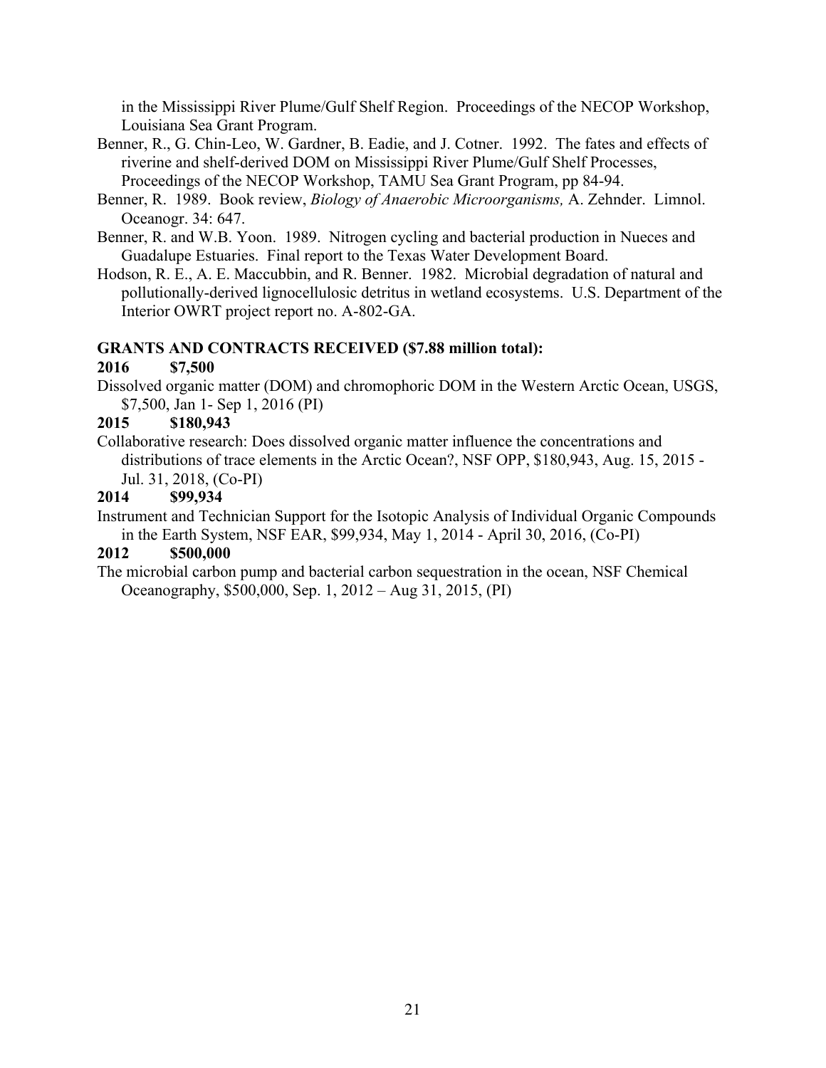in the Mississippi River Plume/Gulf Shelf Region. Proceedings of the NECOP Workshop, Louisiana Sea Grant Program.

Benner, R., G. Chin-Leo, W. Gardner, B. Eadie, and J. Cotner. 1992. The fates and effects of riverine and shelf-derived DOM on Mississippi River Plume/Gulf Shelf Processes, Proceedings of the NECOP Workshop, TAMU Sea Grant Program, pp 84-94.

Benner, R. 1989. Book review, *Biology of Anaerobic Microorganisms,* A. Zehnder. Limnol. Oceanogr. 34: 647.

Benner, R. and W.B. Yoon. 1989. Nitrogen cycling and bacterial production in Nueces and Guadalupe Estuaries. Final report to the Texas Water Development Board.

Hodson, R. E., A. E. Maccubbin, and R. Benner. 1982. Microbial degradation of natural and pollutionally-derived lignocellulosic detritus in wetland ecosystems. U.S. Department of the Interior OWRT project report no. A-802-GA.

## GRANTS AND CONTRACTS RECEIVED ($7.88 million total):

**2016 $7,500**

Dissolved organic matter (DOM) and chromophoric DOM in the Western Arctic Ocean, USGS, $7,500, Jan 1- Sep 1, 2016 (PI)

**2015 $180,943**

Collaborative research: Does dissolved organic matter influence the concentrations and distributions of trace elements in the Arctic Ocean?, NSF OPP, $180,943, Aug. 15, 2015 - Jul. 31, 2018, (Co-PI)

**2014 $99,934**

Instrument and Technician Support for the Isotopic Analysis of Individual Organic Compounds in the Earth System, NSF EAR, $99,934, May 1, 2014 - April 30, 2016, (Co-PI)

**2012 $500,000**

The microbial carbon pump and bacterial carbon sequestration in the ocean, NSF Chemical Oceanography, $500,000, Sep. 1, 2012 – Aug 31, 2015, (PI)